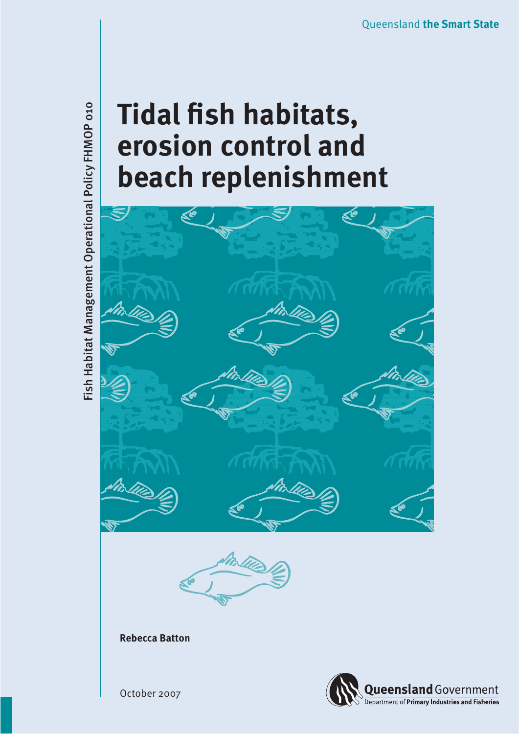Queensland **the Smart State**

Fish Habitat Management Operational Policy FHMOP 010

# Tidal fish habitats, erosion control and beach replenishment

**Rebecca Batton**

October 2007

Queensland Government
Department of Primary Industries and Fisheries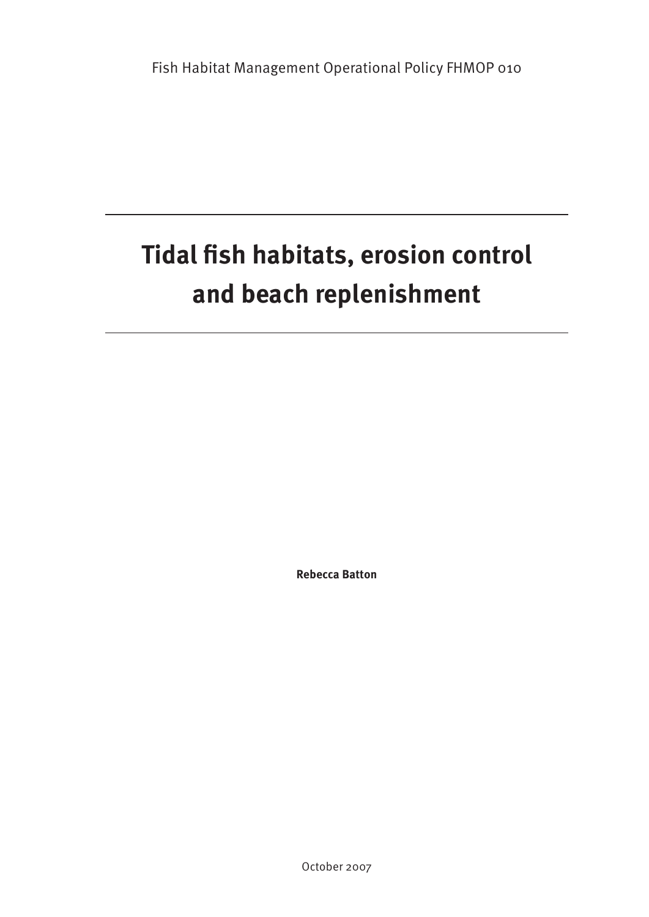Fish Habitat Management Operational Policy FHMOP 010

# Tidal fish habitats, erosion control and beach replenishment

**Rebecca Batton**

October 2007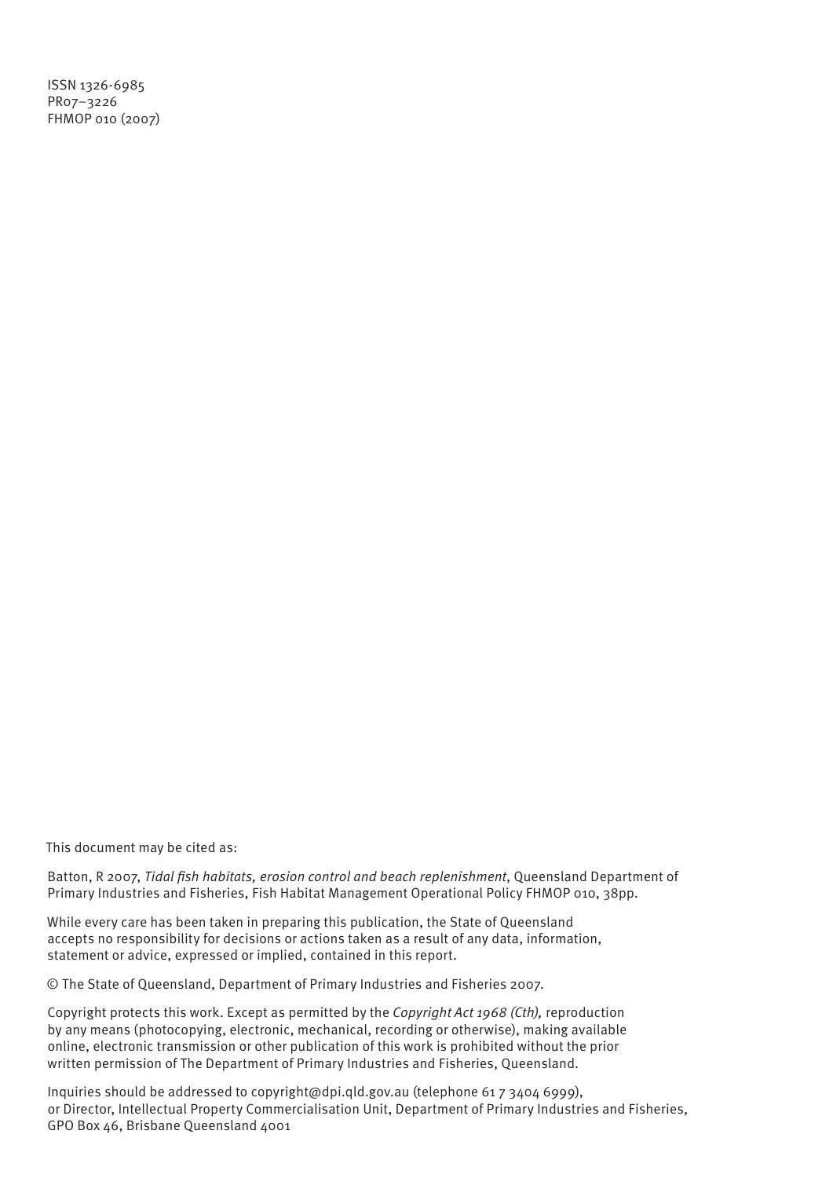ISSN 1326-6985
PR07–3226
FHMOP 010 (2007)

This document may be cited as:

Batton, R 2007, *Tidal fish habitats, erosion control and beach replenishment*, Queensland Department of Primary Industries and Fisheries, Fish Habitat Management Operational Policy FHMOP 010, 38pp.

While every care has been taken in preparing this publication, the State of Queensland accepts no responsibility for decisions or actions taken as a result of any data, information, statement or advice, expressed or implied, contained in this report.

© The State of Queensland, Department of Primary Industries and Fisheries 2007.

Copyright protects this work. Except as permitted by the *Copyright Act 1968 (Cth),* reproduction by any means (photocopying, electronic, mechanical, recording or otherwise), making available online, electronic transmission or other publication of this work is prohibited without the prior written permission of The Department of Primary Industries and Fisheries, Queensland.

Inquiries should be addressed to copyright@dpi.qld.gov.au (telephone 61 7 3404 6999), or Director, Intellectual Property Commercialisation Unit, Department of Primary Industries and Fisheries, GPO Box 46, Brisbane Queensland 4001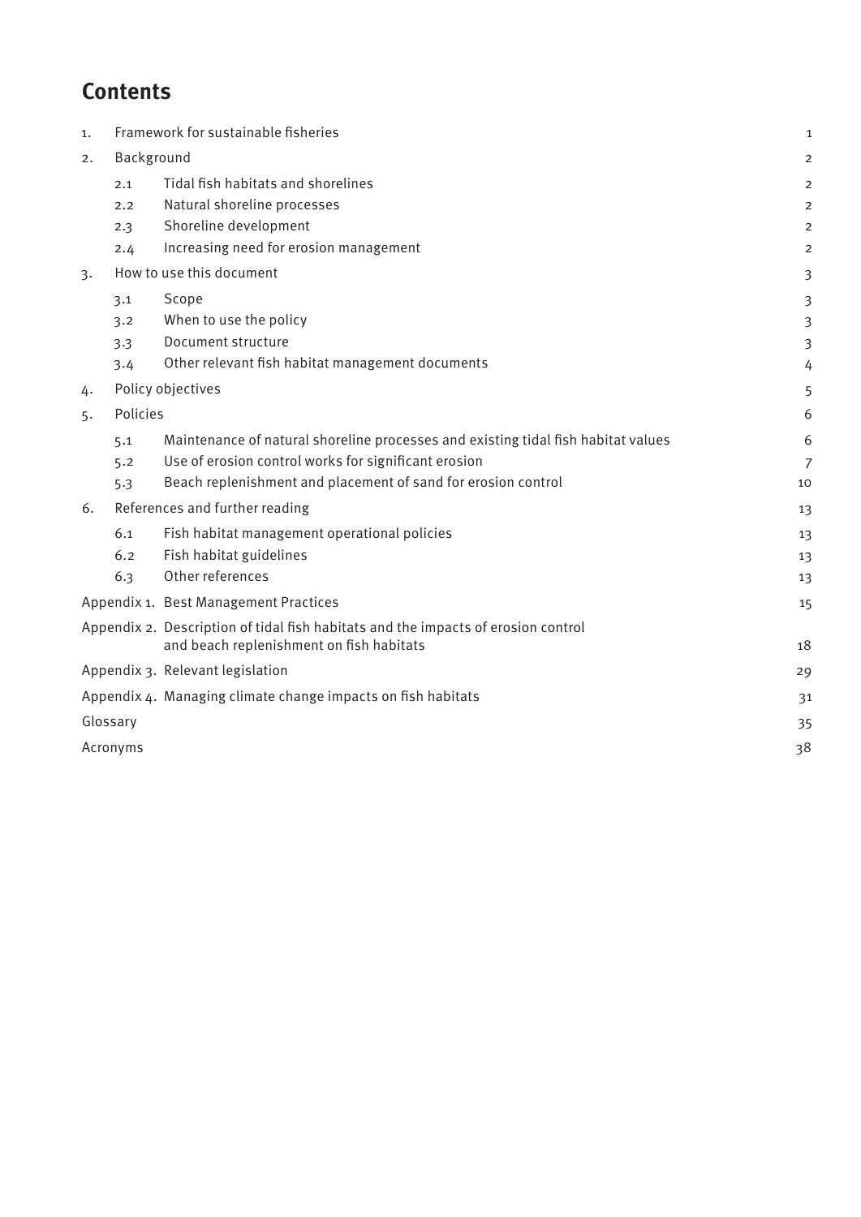# Contents

| | | |
|---|---|---|
| 1. | Framework for sustainable fisheries | 1 |
| 2. | Background | 2 |
| | 2.1 Tidal fish habitats and shorelines | 2 |
| | 2.2 Natural shoreline processes | 2 |
| | 2.3 Shoreline development | 2 |
| | 2.4 Increasing need for erosion management | 2 |
| 3. | How to use this document | 3 |
| | 3.1 Scope | 3 |
| | 3.2 When to use the policy | 3 |
| | 3.3 Document structure | 3 |
| | 3.4 Other relevant fish habitat management documents | 4 |
| 4. | Policy objectives | 5 |
| 5. | Policies | 6 |
| | 5.1 Maintenance of natural shoreline processes and existing tidal fish habitat values | 6 |
| | 5.2 Use of erosion control works for significant erosion | 7 |
| | 5.3 Beach replenishment and placement of sand for erosion control | 10 |
| 6. | References and further reading | 13 |
| | 6.1 Fish habitat management operational policies | 13 |
| | 6.2 Fish habitat guidelines | 13 |
| | 6.3 Other references | 13 |
| Appendix 1. | Best Management Practices | 15 |
| Appendix 2. | Description of tidal fish habitats and the impacts of erosion control and beach replenishment on fish habitats | 18 |
| Appendix 3. | Relevant legislation | 29 |
| Appendix 4. | Managing climate change impacts on fish habitats | 31 |
| Glossary | | 35 |
| Acronyms | | 38 |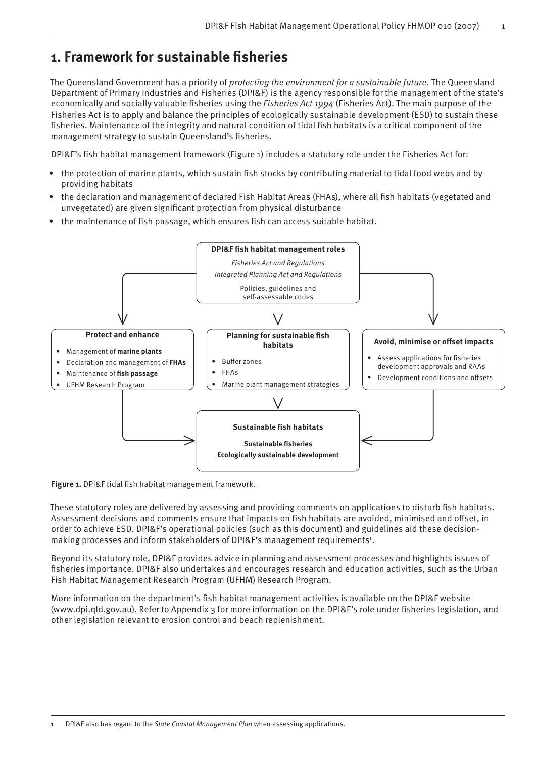# 1. Framework for sustainable fisheries

The Queensland Government has a priority of *protecting the environment for a sustainable future*. The Queensland Department of Primary Industries and Fisheries (DPI&F) is the agency responsible for the management of the state's economically and socially valuable fisheries using the *Fisheries Act 1994* (Fisheries Act). The main purpose of the Fisheries Act is to apply and balance the principles of ecologically sustainable development (ESD) to sustain these fisheries. Maintenance of the integrity and natural condition of tidal fish habitats is a critical component of the management strategy to sustain Queensland's fisheries.

DPI&F's fish habitat management framework (Figure 1) includes a statutory role under the Fisheries Act for:

- the protection of marine plants, which sustain fish stocks by contributing material to tidal food webs and by providing habitats
- the declaration and management of declared Fish Habitat Areas (FHAs), where all fish habitats (vegetated and unvegetated) are given significant protection from physical disturbance
- the maintenance of fish passage, which ensures fish can access suitable habitat.

**DPI&F fish habitat management roles**
*Fisheries Act and Regulations*
*Integrated Planning Act and Regulations*
Policies, guidelines and self-assessable codes

**Protect and enhance**
- Management of **marine plants**
- Declaration and management of **FHAs**
- Maintenance of **fish passage**
- UFHM Research Program

**Planning for sustainable fish habitats**
- Buffer zones
- FHAs
- Marine plant management strategies

**Avoid, minimise or offset impacts**
- Assess applications for fisheries development approvals and RAAs
- Development conditions and offsets

**Sustainable fish habitats**
**Sustainable fisheries**
**Ecologically sustainable development**

**Figure 1.** DPI&F tidal fish habitat management framework.

These statutory roles are delivered by assessing and providing comments on applications to disturb fish habitats. Assessment decisions and comments ensure that impacts on fish habitats are avoided, minimised and offset, in order to achieve ESD. DPI&F's operational policies (such as this document) and guidelines aid these decision-making processes and inform stakeholders of DPI&F's management requirements[1].

Beyond its statutory role, DPI&F provides advice in planning and assessment processes and highlights issues of fisheries importance. DPI&F also undertakes and encourages research and education activities, such as the Urban Fish Habitat Management Research Program (UFHM) Research Program.

More information on the department's fish habitat management activities is available on the DPI&F website (www.dpi.qld.gov.au). Refer to Appendix 3 for more information on the DPI&F's role under fisheries legislation, and other legislation relevant to erosion control and beach replenishment.

[1] DPI&F also has regard to the *State Coastal Management Plan* when assessing applications.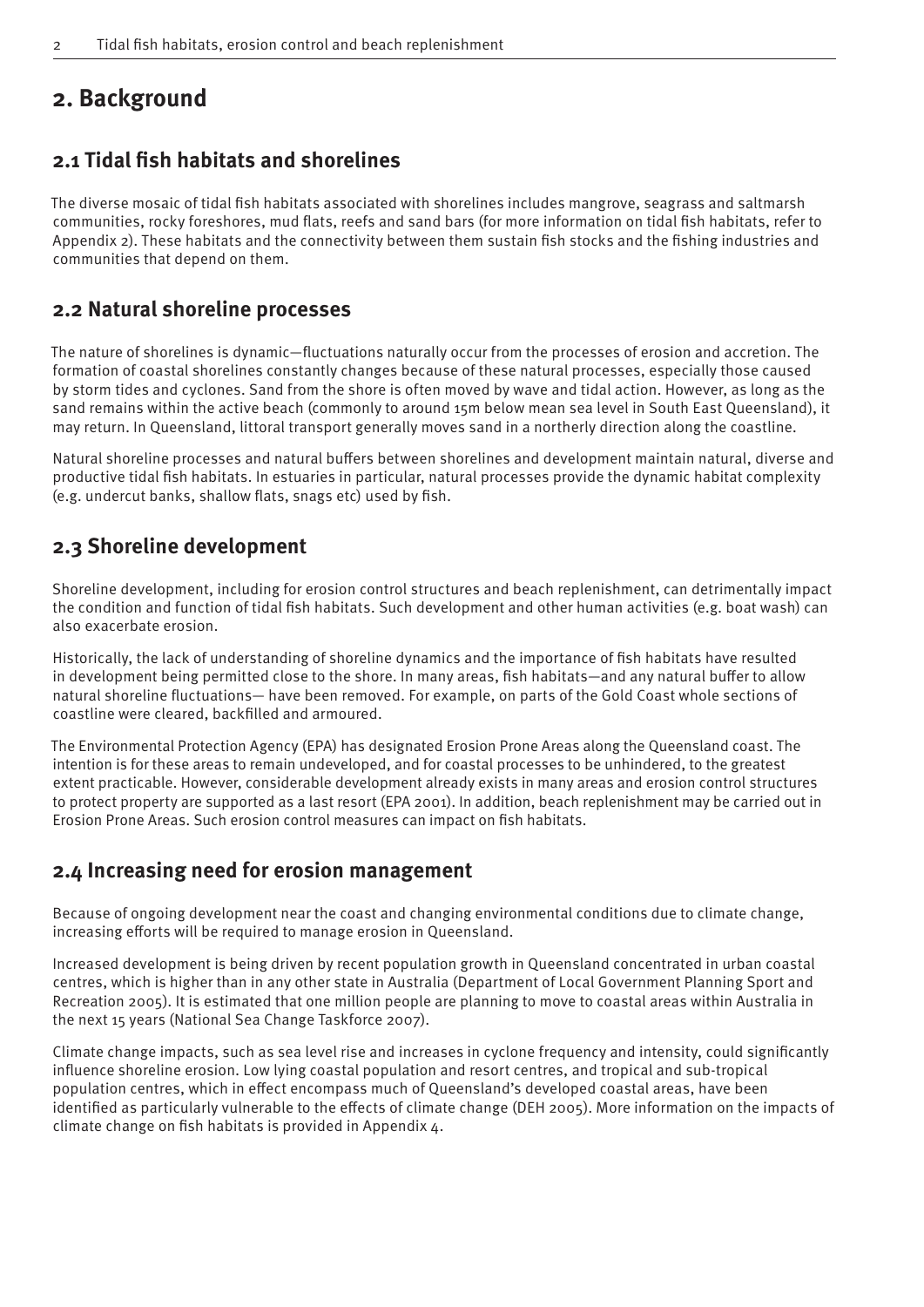# 2. Background

## 2.1 Tidal fish habitats and shorelines

The diverse mosaic of tidal fish habitats associated with shorelines includes mangrove, seagrass and saltmarsh communities, rocky foreshores, mud flats, reefs and sand bars (for more information on tidal fish habitats, refer to Appendix 2). These habitats and the connectivity between them sustain fish stocks and the fishing industries and communities that depend on them.

## 2.2 Natural shoreline processes

The nature of shorelines is dynamic—fluctuations naturally occur from the processes of erosion and accretion. The formation of coastal shorelines constantly changes because of these natural processes, especially those caused by storm tides and cyclones. Sand from the shore is often moved by wave and tidal action. However, as long as the sand remains within the active beach (commonly to around 15m below mean sea level in South East Queensland), it may return. In Queensland, littoral transport generally moves sand in a northerly direction along the coastline.

Natural shoreline processes and natural buffers between shorelines and development maintain natural, diverse and productive tidal fish habitats. In estuaries in particular, natural processes provide the dynamic habitat complexity (e.g. undercut banks, shallow flats, snags etc) used by fish.

## 2.3 Shoreline development

Shoreline development, including for erosion control structures and beach replenishment, can detrimentally impact the condition and function of tidal fish habitats. Such development and other human activities (e.g. boat wash) can also exacerbate erosion.

Historically, the lack of understanding of shoreline dynamics and the importance of fish habitats have resulted in development being permitted close to the shore. In many areas, fish habitats—and any natural buffer to allow natural shoreline fluctuations— have been removed. For example, on parts of the Gold Coast whole sections of coastline were cleared, backfilled and armoured.

The Environmental Protection Agency (EPA) has designated Erosion Prone Areas along the Queensland coast. The intention is for these areas to remain undeveloped, and for coastal processes to be unhindered, to the greatest extent practicable. However, considerable development already exists in many areas and erosion control structures to protect property are supported as a last resort (EPA 2001). In addition, beach replenishment may be carried out in Erosion Prone Areas. Such erosion control measures can impact on fish habitats.

## 2.4 Increasing need for erosion management

Because of ongoing development near the coast and changing environmental conditions due to climate change, increasing efforts will be required to manage erosion in Queensland.

Increased development is being driven by recent population growth in Queensland concentrated in urban coastal centres, which is higher than in any other state in Australia (Department of Local Government Planning Sport and Recreation 2005). It is estimated that one million people are planning to move to coastal areas within Australia in the next 15 years (National Sea Change Taskforce 2007).

Climate change impacts, such as sea level rise and increases in cyclone frequency and intensity, could significantly influence shoreline erosion. Low lying coastal population and resort centres, and tropical and sub-tropical population centres, which in effect encompass much of Queensland's developed coastal areas, have been identified as particularly vulnerable to the effects of climate change (DEH 2005). More information on the impacts of climate change on fish habitats is provided in Appendix 4.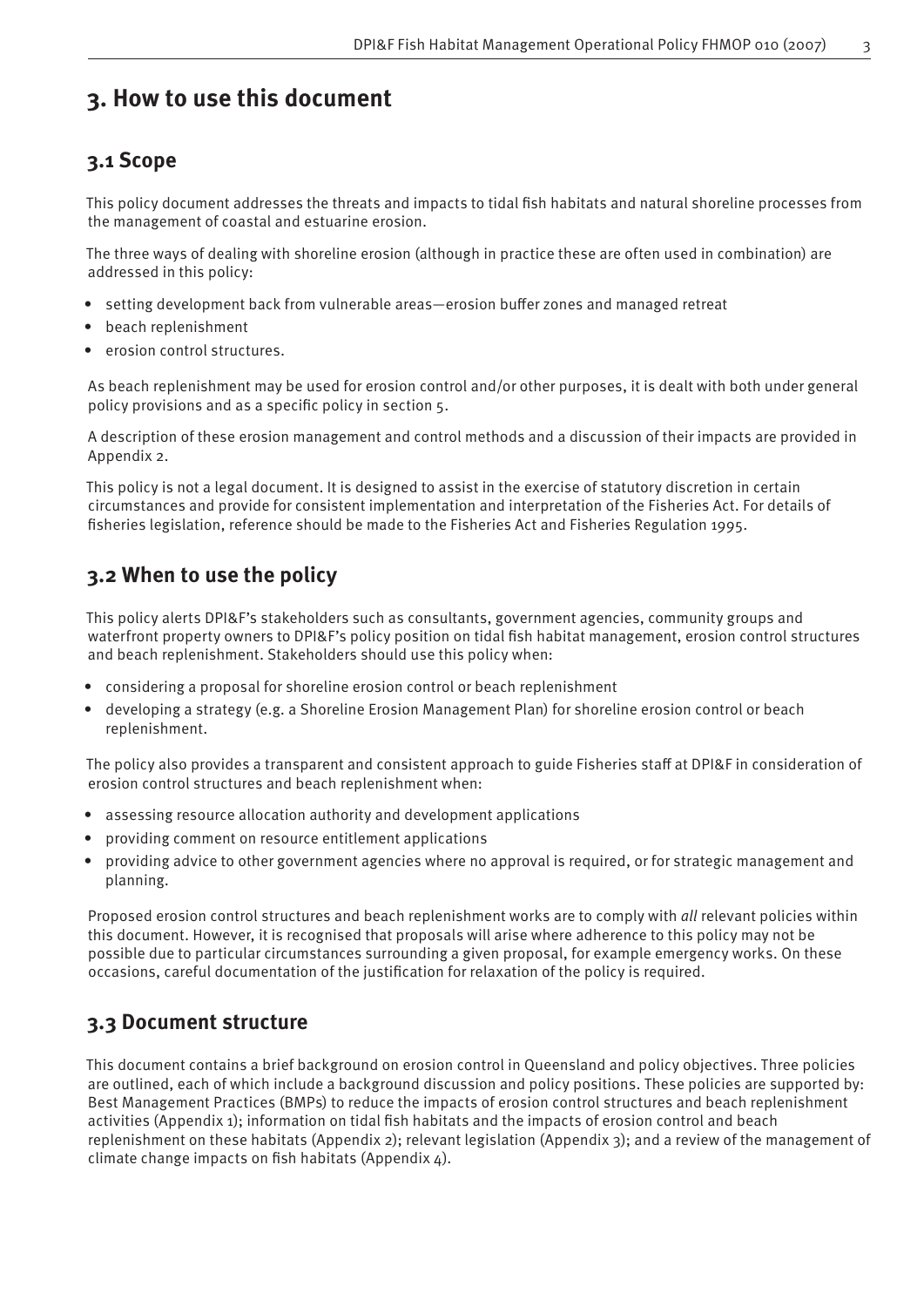# 3. How to use this document

## 3.1 Scope

This policy document addresses the threats and impacts to tidal fish habitats and natural shoreline processes from the management of coastal and estuarine erosion.

The three ways of dealing with shoreline erosion (although in practice these are often used in combination) are addressed in this policy:

- setting development back from vulnerable areas—erosion buffer zones and managed retreat
- beach replenishment
- erosion control structures.

As beach replenishment may be used for erosion control and/or other purposes, it is dealt with both under general policy provisions and as a specific policy in section 5.

A description of these erosion management and control methods and a discussion of their impacts are provided in Appendix 2.

This policy is not a legal document. It is designed to assist in the exercise of statutory discretion in certain circumstances and provide for consistent implementation and interpretation of the Fisheries Act. For details of fisheries legislation, reference should be made to the Fisheries Act and Fisheries Regulation 1995.

## 3.2 When to use the policy

This policy alerts DPI&F's stakeholders such as consultants, government agencies, community groups and waterfront property owners to DPI&F's policy position on tidal fish habitat management, erosion control structures and beach replenishment. Stakeholders should use this policy when:

- considering a proposal for shoreline erosion control or beach replenishment
- developing a strategy (e.g. a Shoreline Erosion Management Plan) for shoreline erosion control or beach replenishment.

The policy also provides a transparent and consistent approach to guide Fisheries staff at DPI&F in consideration of erosion control structures and beach replenishment when:

- assessing resource allocation authority and development applications
- providing comment on resource entitlement applications
- providing advice to other government agencies where no approval is required, or for strategic management and planning.

Proposed erosion control structures and beach replenishment works are to comply with *all* relevant policies within this document. However, it is recognised that proposals will arise where adherence to this policy may not be possible due to particular circumstances surrounding a given proposal, for example emergency works. On these occasions, careful documentation of the justification for relaxation of the policy is required.

## 3.3 Document structure

This document contains a brief background on erosion control in Queensland and policy objectives. Three policies are outlined, each of which include a background discussion and policy positions. These policies are supported by: Best Management Practices (BMPs) to reduce the impacts of erosion control structures and beach replenishment activities (Appendix 1); information on tidal fish habitats and the impacts of erosion control and beach replenishment on these habitats (Appendix 2); relevant legislation (Appendix 3); and a review of the management of climate change impacts on fish habitats (Appendix 4).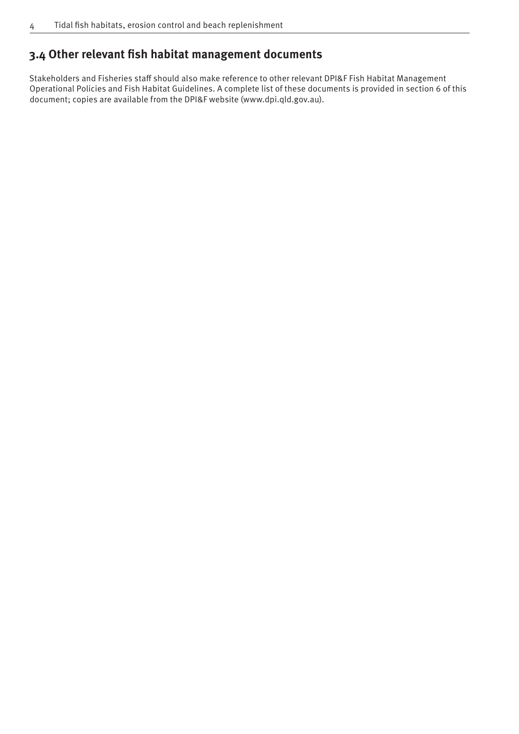## 3.4 Other relevant fish habitat management documents

Stakeholders and Fisheries staff should also make reference to other relevant DPI&F Fish Habitat Management Operational Policies and Fish Habitat Guidelines. A complete list of these documents is provided in section 6 of this document; copies are available from the DPI&F website (www.dpi.qld.gov.au).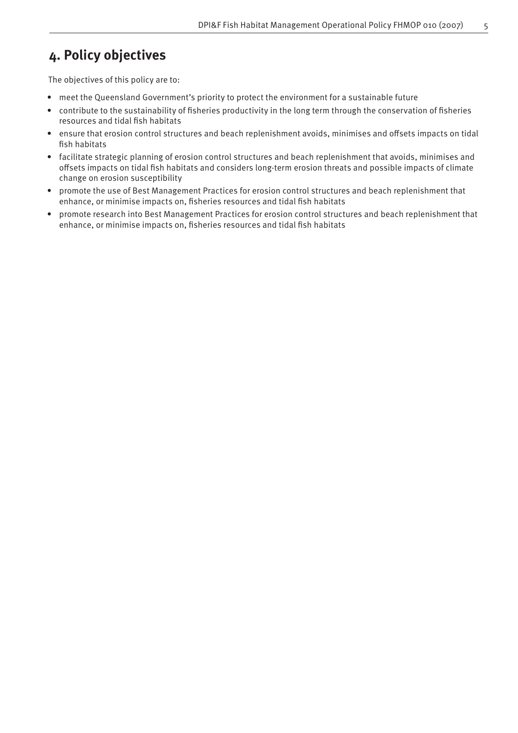# 4. Policy objectives

The objectives of this policy are to:

- meet the Queensland Government's priority to protect the environment for a sustainable future
- contribute to the sustainability of fisheries productivity in the long term through the conservation of fisheries resources and tidal fish habitats
- ensure that erosion control structures and beach replenishment avoids, minimises and offsets impacts on tidal fish habitats
- facilitate strategic planning of erosion control structures and beach replenishment that avoids, minimises and offsets impacts on tidal fish habitats and considers long-term erosion threats and possible impacts of climate change on erosion susceptibility
- promote the use of Best Management Practices for erosion control structures and beach replenishment that enhance, or minimise impacts on, fisheries resources and tidal fish habitats
- promote research into Best Management Practices for erosion control structures and beach replenishment that enhance, or minimise impacts on, fisheries resources and tidal fish habitats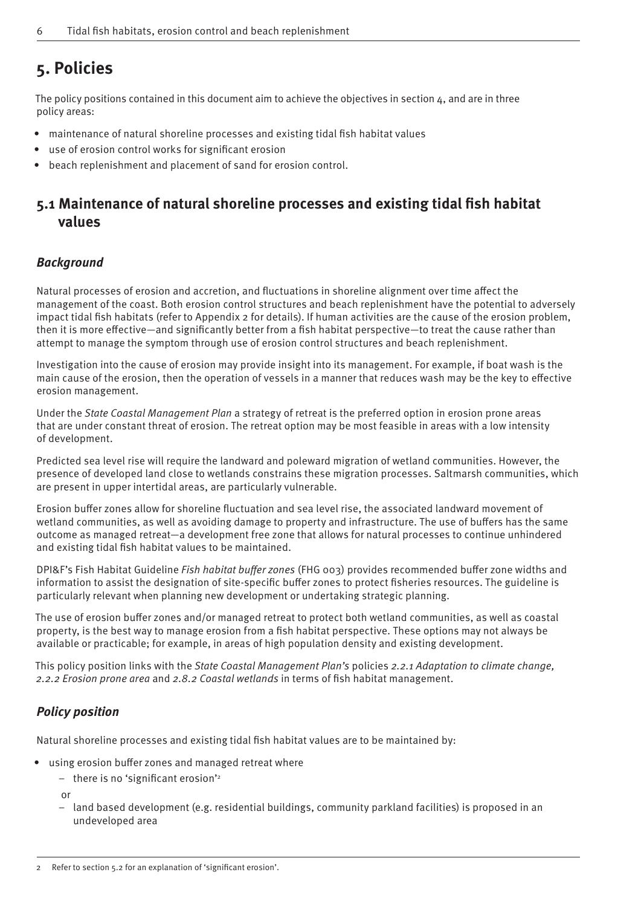# 5. Policies

The policy positions contained in this document aim to achieve the objectives in section 4, and are in three policy areas:

- maintenance of natural shoreline processes and existing tidal fish habitat values
- use of erosion control works for significant erosion
- beach replenishment and placement of sand for erosion control.

## 5.1 Maintenance of natural shoreline processes and existing tidal fish habitat values

### *Background*

Natural processes of erosion and accretion, and fluctuations in shoreline alignment over time affect the management of the coast. Both erosion control structures and beach replenishment have the potential to adversely impact tidal fish habitats (refer to Appendix 2 for details). If human activities are the cause of the erosion problem, then it is more effective—and significantly better from a fish habitat perspective—to treat the cause rather than attempt to manage the symptom through use of erosion control structures and beach replenishment.

Investigation into the cause of erosion may provide insight into its management. For example, if boat wash is the main cause of the erosion, then the operation of vessels in a manner that reduces wash may be the key to effective erosion management.

Under the *State Coastal Management Plan* a strategy of retreat is the preferred option in erosion prone areas that are under constant threat of erosion. The retreat option may be most feasible in areas with a low intensity of development.

Predicted sea level rise will require the landward and poleward migration of wetland communities. However, the presence of developed land close to wetlands constrains these migration processes. Saltmarsh communities, which are present in upper intertidal areas, are particularly vulnerable.

Erosion buffer zones allow for shoreline fluctuation and sea level rise, the associated landward movement of wetland communities, as well as avoiding damage to property and infrastructure. The use of buffers has the same outcome as managed retreat—a development free zone that allows for natural processes to continue unhindered and existing tidal fish habitat values to be maintained.

DPI&F's Fish Habitat Guideline *Fish habitat buffer zones* (FHG 003) provides recommended buffer zone widths and information to assist the designation of site-specific buffer zones to protect fisheries resources. The guideline is particularly relevant when planning new development or undertaking strategic planning.

The use of erosion buffer zones and/or managed retreat to protect both wetland communities, as well as coastal property, is the best way to manage erosion from a fish habitat perspective. These options may not always be available or practicable; for example, in areas of high population density and existing development.

This policy position links with the *State Coastal Management Plan's* policies *2.2.1 Adaptation to climate change, 2.2.2 Erosion prone area* and *2.8.2 Coastal wetlands* in terms of fish habitat management.

### *Policy position*

Natural shoreline processes and existing tidal fish habitat values are to be maintained by:

- using erosion buffer zones and managed retreat where
  - there is no 'significant erosion'[2]

  or

  - land based development (e.g. residential buildings, community parkland facilities) is proposed in an undeveloped area

[2] Refer to section 5.2 for an explanation of 'significant erosion'.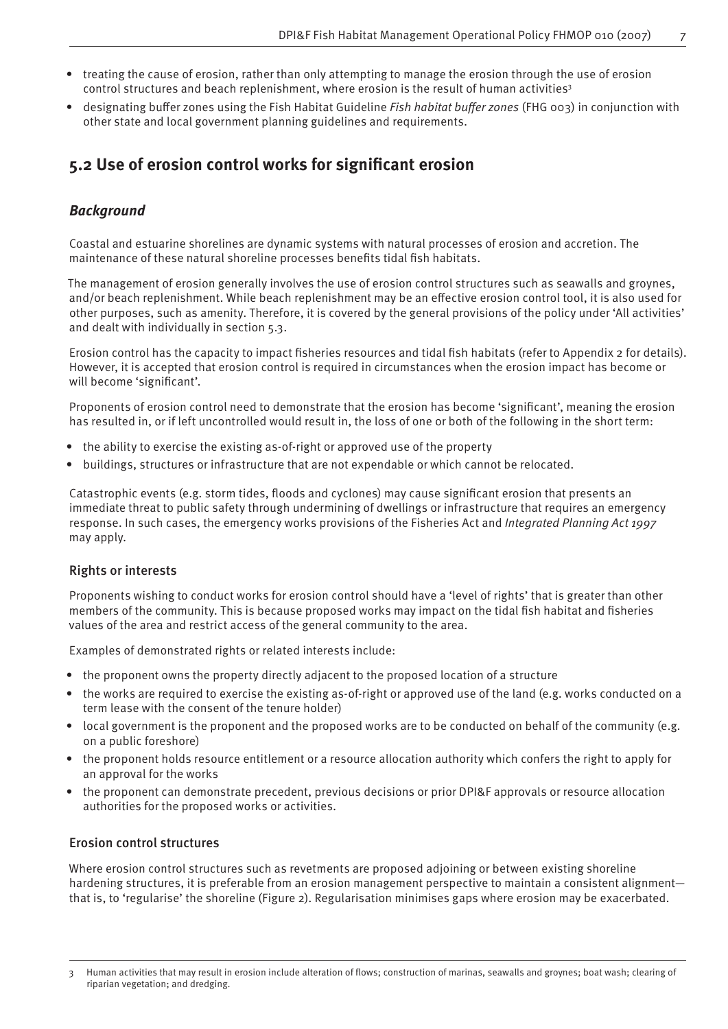- treating the cause of erosion, rather than only attempting to manage the erosion through the use of erosion control structures and beach replenishment, where erosion is the result of human activities[3]
- designating buffer zones using the Fish Habitat Guideline *Fish habitat buffer zones* (FHG 003) in conjunction with other state and local government planning guidelines and requirements.

## 5.2 Use of erosion control works for significant erosion

### *Background*

Coastal and estuarine shorelines are dynamic systems with natural processes of erosion and accretion. The maintenance of these natural shoreline processes benefits tidal fish habitats.

The management of erosion generally involves the use of erosion control structures such as seawalls and groynes, and/or beach replenishment. While beach replenishment may be an effective erosion control tool, it is also used for other purposes, such as amenity. Therefore, it is covered by the general provisions of the policy under 'All activities' and dealt with individually in section 5.3.

Erosion control has the capacity to impact fisheries resources and tidal fish habitats (refer to Appendix 2 for details). However, it is accepted that erosion control is required in circumstances when the erosion impact has become or will become 'significant'.

Proponents of erosion control need to demonstrate that the erosion has become 'significant', meaning the erosion has resulted in, or if left uncontrolled would result in, the loss of one or both of the following in the short term:

- the ability to exercise the existing as-of-right or approved use of the property
- buildings, structures or infrastructure that are not expendable or which cannot be relocated.

Catastrophic events (e.g. storm tides, floods and cyclones) may cause significant erosion that presents an immediate threat to public safety through undermining of dwellings or infrastructure that requires an emergency response. In such cases, the emergency works provisions of the Fisheries Act and *Integrated Planning Act 1997* may apply.

#### Rights or interests

Proponents wishing to conduct works for erosion control should have a 'level of rights' that is greater than other members of the community. This is because proposed works may impact on the tidal fish habitat and fisheries values of the area and restrict access of the general community to the area.

Examples of demonstrated rights or related interests include:

- the proponent owns the property directly adjacent to the proposed location of a structure
- the works are required to exercise the existing as-of-right or approved use of the land (e.g. works conducted on a term lease with the consent of the tenure holder)
- local government is the proponent and the proposed works are to be conducted on behalf of the community (e.g. on a public foreshore)
- the proponent holds resource entitlement or a resource allocation authority which confers the right to apply for an approval for the works
- the proponent can demonstrate precedent, previous decisions or prior DPI&F approvals or resource allocation authorities for the proposed works or activities.

#### Erosion control structures

Where erosion control structures such as revetments are proposed adjoining or between existing shoreline hardening structures, it is preferable from an erosion management perspective to maintain a consistent alignment—that is, to 'regularise' the shoreline (Figure 2). Regularisation minimises gaps where erosion may be exacerbated.

---

[3] Human activities that may result in erosion include alteration of flows; construction of marinas, seawalls and groynes; boat wash; clearing of riparian vegetation; and dredging.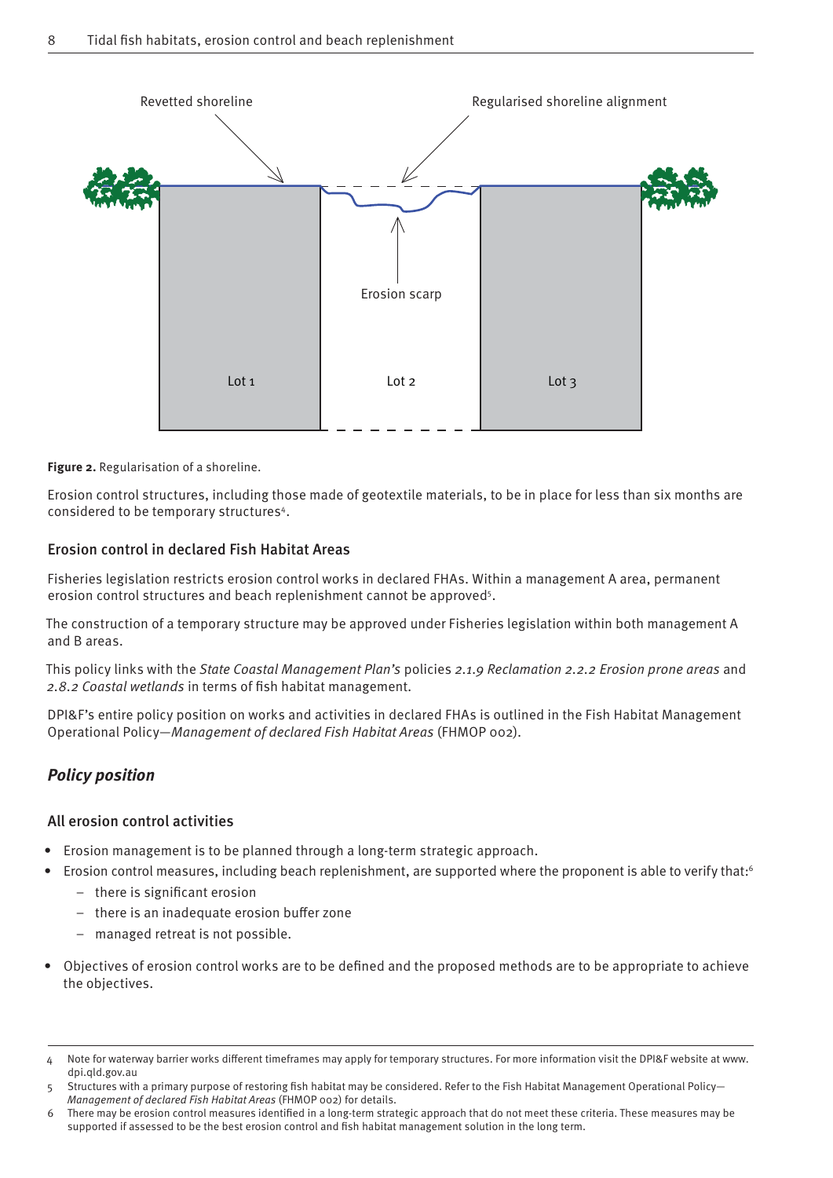Figure 2. Regularisation of a shoreline.

Erosion control structures, including those made of geotextile materials, to be in place for less than six months are considered to be temporary structures[4].

### Erosion control in declared Fish Habitat Areas

Fisheries legislation restricts erosion control works in declared FHAs. Within a management A area, permanent erosion control structures and beach replenishment cannot be approved[5].

The construction of a temporary structure may be approved under Fisheries legislation within both management A and B areas.

This policy links with the *State Coastal Management Plan's* policies *2.1.9 Reclamation 2.2.2 Erosion prone areas* and *2.8.2 Coastal wetlands* in terms of fish habitat management.

DPI&F's entire policy position on works and activities in declared FHAs is outlined in the Fish Habitat Management Operational Policy—*Management of declared Fish Habitat Areas* (FHMOP 002).

## *Policy position*

### All erosion control activities

- Erosion management is to be planned through a long-term strategic approach.
- Erosion control measures, including beach replenishment, are supported where the proponent is able to verify that:[6]
  - there is significant erosion
  - there is an inadequate erosion buffer zone
  - managed retreat is not possible.
- Objectives of erosion control works are to be defined and the proposed methods are to be appropriate to achieve the objectives.

---

4 Note for waterway barrier works different timeframes may apply for temporary structures. For more information visit the DPI&F website at www.dpi.qld.gov.au

5 Structures with a primary purpose of restoring fish habitat may be considered. Refer to the Fish Habitat Management Operational Policy—*Management of declared Fish Habitat Areas* (FHMOP 002) for details.

6 There may be erosion control measures identified in a long-term strategic approach that do not meet these criteria. These measures may be supported if assessed to be the best erosion control and fish habitat management solution in the long term.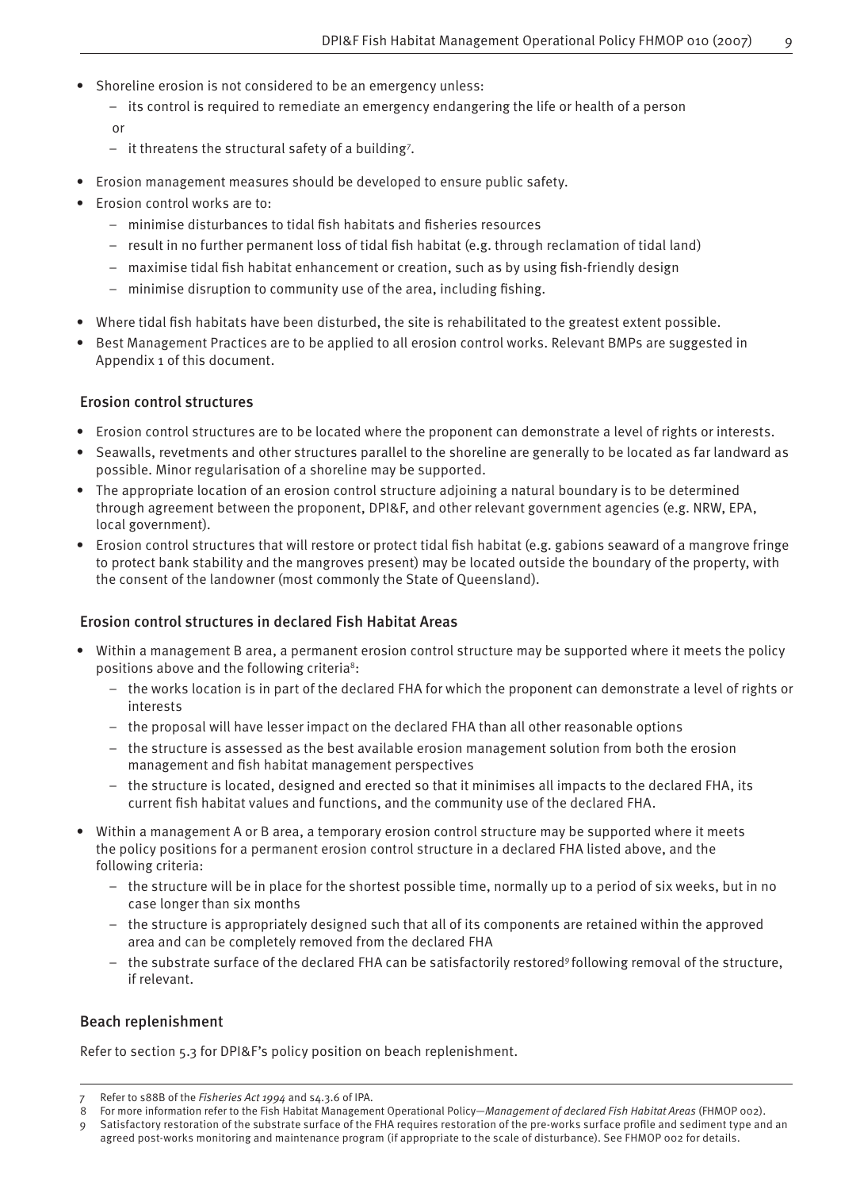- Shoreline erosion is not considered to be an emergency unless:
  - its control is required to remediate an emergency endangering the life or health of a person

  or

  - it threatens the structural safety of a building[7].
- Erosion management measures should be developed to ensure public safety.
- Erosion control works are to:
  - minimise disturbances to tidal fish habitats and fisheries resources
  - result in no further permanent loss of tidal fish habitat (e.g. through reclamation of tidal land)
  - maximise tidal fish habitat enhancement or creation, such as by using fish-friendly design
  - minimise disruption to community use of the area, including fishing.
- Where tidal fish habitats have been disturbed, the site is rehabilitated to the greatest extent possible.
- Best Management Practices are to be applied to all erosion control works. Relevant BMPs are suggested in Appendix 1 of this document.

### Erosion control structures

- Erosion control structures are to be located where the proponent can demonstrate a level of rights or interests.
- Seawalls, revetments and other structures parallel to the shoreline are generally to be located as far landward as possible. Minor regularisation of a shoreline may be supported.
- The appropriate location of an erosion control structure adjoining a natural boundary is to be determined through agreement between the proponent, DPI&F, and other relevant government agencies (e.g. NRW, EPA, local government).
- Erosion control structures that will restore or protect tidal fish habitat (e.g. gabions seaward of a mangrove fringe to protect bank stability and the mangroves present) may be located outside the boundary of the property, with the consent of the landowner (most commonly the State of Queensland).

### Erosion control structures in declared Fish Habitat Areas

- Within a management B area, a permanent erosion control structure may be supported where it meets the policy positions above and the following criteria[8]:
  - the works location is in part of the declared FHA for which the proponent can demonstrate a level of rights or interests
  - the proposal will have lesser impact on the declared FHA than all other reasonable options
  - the structure is assessed as the best available erosion management solution from both the erosion management and fish habitat management perspectives
  - the structure is located, designed and erected so that it minimises all impacts to the declared FHA, its current fish habitat values and functions, and the community use of the declared FHA.
- Within a management A or B area, a temporary erosion control structure may be supported where it meets the policy positions for a permanent erosion control structure in a declared FHA listed above, and the following criteria:
  - the structure will be in place for the shortest possible time, normally up to a period of six weeks, but in no case longer than six months
  - the structure is appropriately designed such that all of its components are retained within the approved area and can be completely removed from the declared FHA
  - the substrate surface of the declared FHA can be satisfactorily restored[9] following removal of the structure, if relevant.

### Beach replenishment

Refer to section 5.3 for DPI&F's policy position on beach replenishment.

---

7 Refer to s88B of the *Fisheries Act 1994* and s4.3.6 of IPA.

8 For more information refer to the Fish Habitat Management Operational Policy—*Management of declared Fish Habitat Areas* (FHMOP 002).

9 Satisfactory restoration of the substrate surface of the FHA requires restoration of the pre-works surface profile and sediment type and an agreed post-works monitoring and maintenance program (if appropriate to the scale of disturbance). See FHMOP 002 for details.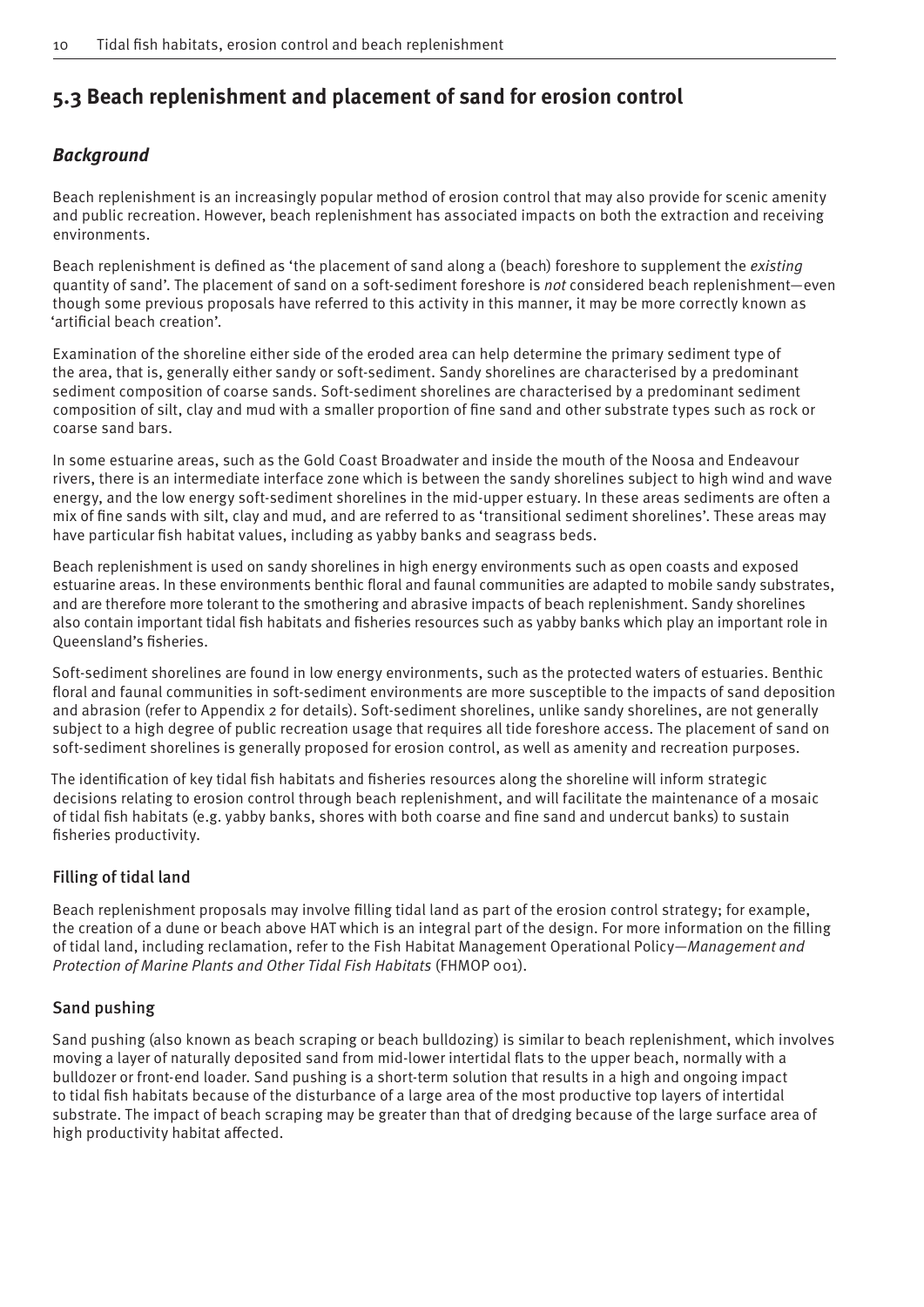## 5.3 Beach replenishment and placement of sand for erosion control

### *Background*

Beach replenishment is an increasingly popular method of erosion control that may also provide for scenic amenity and public recreation. However, beach replenishment has associated impacts on both the extraction and receiving environments.

Beach replenishment is defined as 'the placement of sand along a (beach) foreshore to supplement the *existing* quantity of sand'. The placement of sand on a soft-sediment foreshore is *not* considered beach replenishment—even though some previous proposals have referred to this activity in this manner, it may be more correctly known as 'artificial beach creation'.

Examination of the shoreline either side of the eroded area can help determine the primary sediment type of the area, that is, generally either sandy or soft-sediment. Sandy shorelines are characterised by a predominant sediment composition of coarse sands. Soft-sediment shorelines are characterised by a predominant sediment composition of silt, clay and mud with a smaller proportion of fine sand and other substrate types such as rock or coarse sand bars.

In some estuarine areas, such as the Gold Coast Broadwater and inside the mouth of the Noosa and Endeavour rivers, there is an intermediate interface zone which is between the sandy shorelines subject to high wind and wave energy, and the low energy soft-sediment shorelines in the mid-upper estuary. In these areas sediments are often a mix of fine sands with silt, clay and mud, and are referred to as 'transitional sediment shorelines'. These areas may have particular fish habitat values, including as yabby banks and seagrass beds.

Beach replenishment is used on sandy shorelines in high energy environments such as open coasts and exposed estuarine areas. In these environments benthic floral and faunal communities are adapted to mobile sandy substrates, and are therefore more tolerant to the smothering and abrasive impacts of beach replenishment. Sandy shorelines also contain important tidal fish habitats and fisheries resources such as yabby banks which play an important role in Queensland's fisheries.

Soft-sediment shorelines are found in low energy environments, such as the protected waters of estuaries. Benthic floral and faunal communities in soft-sediment environments are more susceptible to the impacts of sand deposition and abrasion (refer to Appendix 2 for details). Soft-sediment shorelines, unlike sandy shorelines, are not generally subject to a high degree of public recreation usage that requires all tide foreshore access. The placement of sand on soft-sediment shorelines is generally proposed for erosion control, as well as amenity and recreation purposes.

The identification of key tidal fish habitats and fisheries resources along the shoreline will inform strategic decisions relating to erosion control through beach replenishment, and will facilitate the maintenance of a mosaic of tidal fish habitats (e.g. yabby banks, shores with both coarse and fine sand and undercut banks) to sustain fisheries productivity.

#### Filling of tidal land

Beach replenishment proposals may involve filling tidal land as part of the erosion control strategy; for example, the creation of a dune or beach above HAT which is an integral part of the design. For more information on the filling of tidal land, including reclamation, refer to the Fish Habitat Management Operational Policy—*Management and Protection of Marine Plants and Other Tidal Fish Habitats* (FHMOP 001).

#### Sand pushing

Sand pushing (also known as beach scraping or beach bulldozing) is similar to beach replenishment, which involves moving a layer of naturally deposited sand from mid-lower intertidal flats to the upper beach, normally with a bulldozer or front-end loader. Sand pushing is a short-term solution that results in a high and ongoing impact to tidal fish habitats because of the disturbance of a large area of the most productive top layers of intertidal substrate. The impact of beach scraping may be greater than that of dredging because of the large surface area of high productivity habitat affected.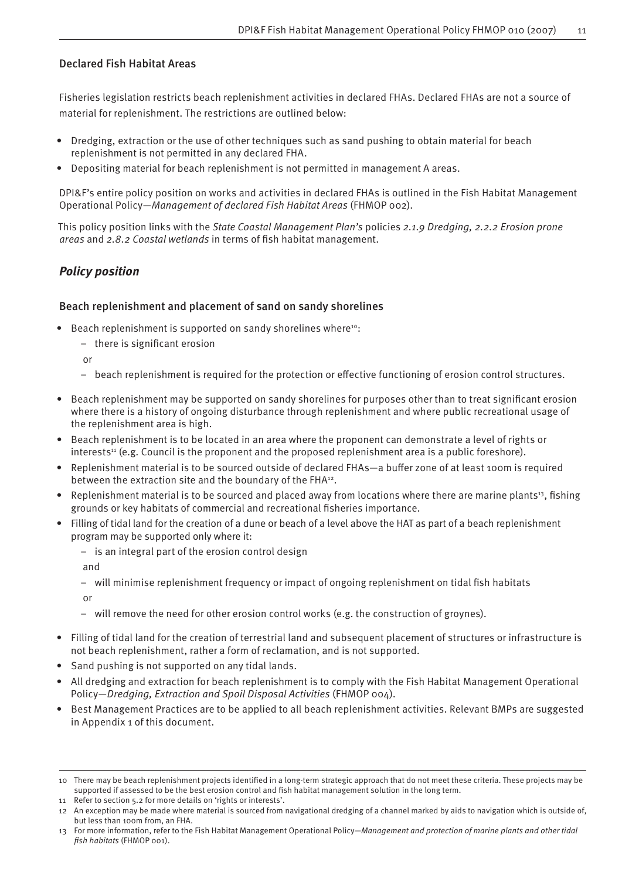### Declared Fish Habitat Areas

Fisheries legislation restricts beach replenishment activities in declared FHAs. Declared FHAs are not a source of material for replenishment. The restrictions are outlined below:

- Dredging, extraction or the use of other techniques such as sand pushing to obtain material for beach replenishment is not permitted in any declared FHA.
- Depositing material for beach replenishment is not permitted in management A areas.

DPI&F's entire policy position on works and activities in declared FHAs is outlined in the Fish Habitat Management Operational Policy—*Management of declared Fish Habitat Areas* (FHMOP 002).

This policy position links with the *State Coastal Management Plan's* policies *2.1.9 Dredging, 2.2.2 Erosion prone areas* and *2.8.2 Coastal wetlands* in terms of fish habitat management.

## *Policy position*

### Beach replenishment and placement of sand on sandy shorelines

- Beach replenishment is supported on sandy shorelines where[10]:
  - there is significant erosion

  or

  - beach replenishment is required for the protection or effective functioning of erosion control structures.
- Beach replenishment may be supported on sandy shorelines for purposes other than to treat significant erosion where there is a history of ongoing disturbance through replenishment and where public recreational usage of the replenishment area is high.
- Beach replenishment is to be located in an area where the proponent can demonstrate a level of rights or interests[11] (e.g. Council is the proponent and the proposed replenishment area is a public foreshore).
- Replenishment material is to be sourced outside of declared FHAs—a buffer zone of at least 100m is required between the extraction site and the boundary of the FHA[12].
- Replenishment material is to be sourced and placed away from locations where there are marine plants[13], fishing grounds or key habitats of commercial and recreational fisheries importance.
- Filling of tidal land for the creation of a dune or beach of a level above the HAT as part of a beach replenishment program may be supported only where it:
  - is an integral part of the erosion control design

  and

  - will minimise replenishment frequency or impact of ongoing replenishment on tidal fish habitats

  or

  - will remove the need for other erosion control works (e.g. the construction of groynes).
- Filling of tidal land for the creation of terrestrial land and subsequent placement of structures or infrastructure is not beach replenishment, rather a form of reclamation, and is not supported.
- Sand pushing is not supported on any tidal lands.
- All dredging and extraction for beach replenishment is to comply with the Fish Habitat Management Operational Policy—*Dredging, Extraction and Spoil Disposal Activities* (FHMOP 004).
- Best Management Practices are to be applied to all beach replenishment activities. Relevant BMPs are suggested in Appendix 1 of this document.

---

10 There may be beach replenishment projects identified in a long-term strategic approach that do not meet these criteria. These projects may be supported if assessed to be the best erosion control and fish habitat management solution in the long term.

11 Refer to section 5.2 for more details on 'rights or interests'.

12 An exception may be made where material is sourced from navigational dredging of a channel marked by aids to navigation which is outside of, but less than 100m from, an FHA.

13 For more information, refer to the Fish Habitat Management Operational Policy—*Management and protection of marine plants and other tidal fish habitats* (FHMOP 001).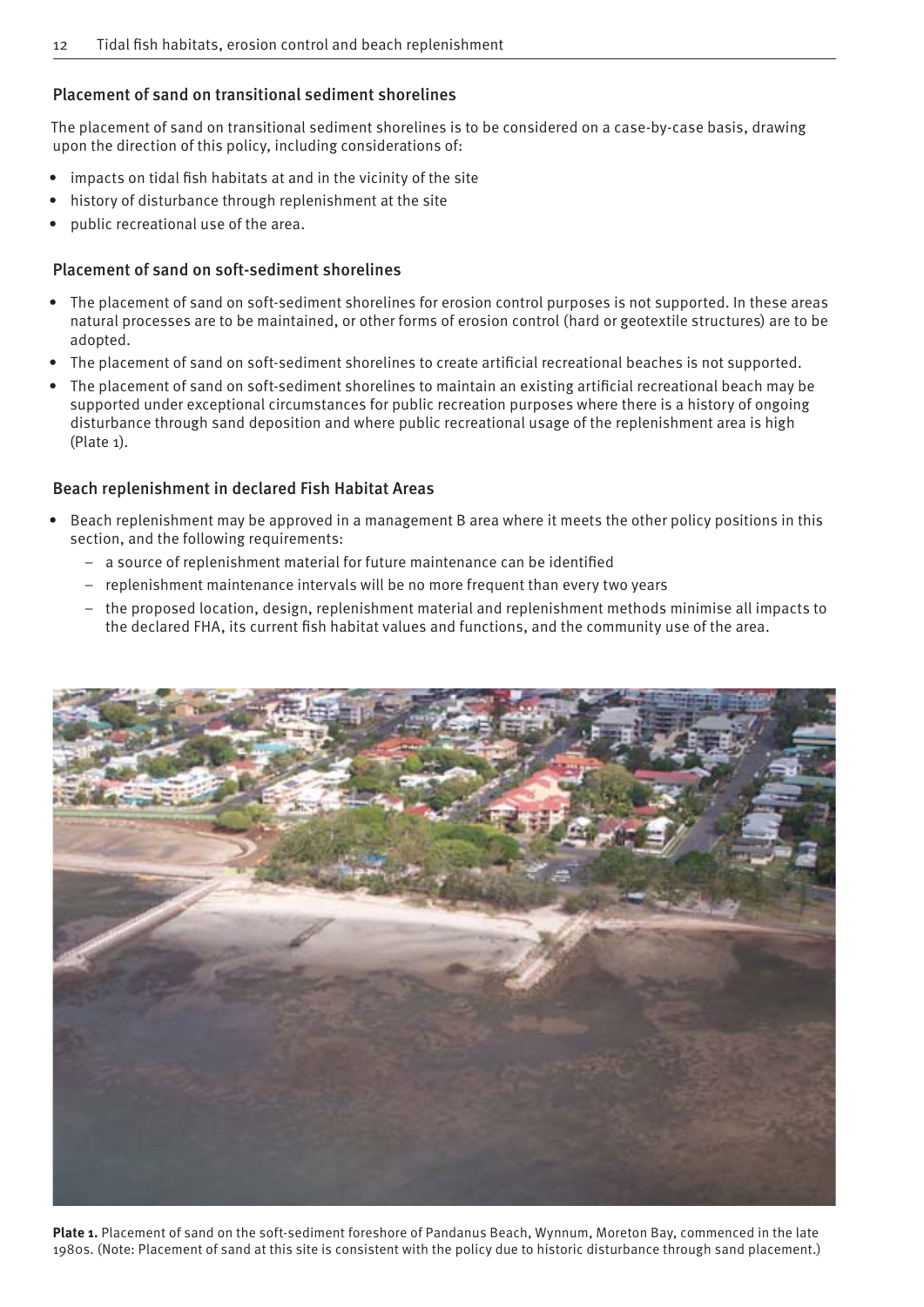### Placement of sand on transitional sediment shorelines

The placement of sand on transitional sediment shorelines is to be considered on a case-by-case basis, drawing upon the direction of this policy, including considerations of:

- impacts on tidal fish habitats at and in the vicinity of the site
- history of disturbance through replenishment at the site
- public recreational use of the area.

### Placement of sand on soft-sediment shorelines

- The placement of sand on soft-sediment shorelines for erosion control purposes is not supported. In these areas natural processes are to be maintained, or other forms of erosion control (hard or geotextile structures) are to be adopted.
- The placement of sand on soft-sediment shorelines to create artificial recreational beaches is not supported.
- The placement of sand on soft-sediment shorelines to maintain an existing artificial recreational beach may be supported under exceptional circumstances for public recreation purposes where there is a history of ongoing disturbance through sand deposition and where public recreational usage of the replenishment area is high (Plate 1).

### Beach replenishment in declared Fish Habitat Areas

- Beach replenishment may be approved in a management B area where it meets the other policy positions in this section, and the following requirements:
  - a source of replenishment material for future maintenance can be identified
  - replenishment maintenance intervals will be no more frequent than every two years
  - the proposed location, design, replenishment material and replenishment methods minimise all impacts to the declared FHA, its current fish habitat values and functions, and the community use of the area.

**Plate 1.** Placement of sand on the soft-sediment foreshore of Pandanus Beach, Wynnum, Moreton Bay, commenced in the late 1980s. (Note: Placement of sand at this site is consistent with the policy due to historic disturbance through sand placement.)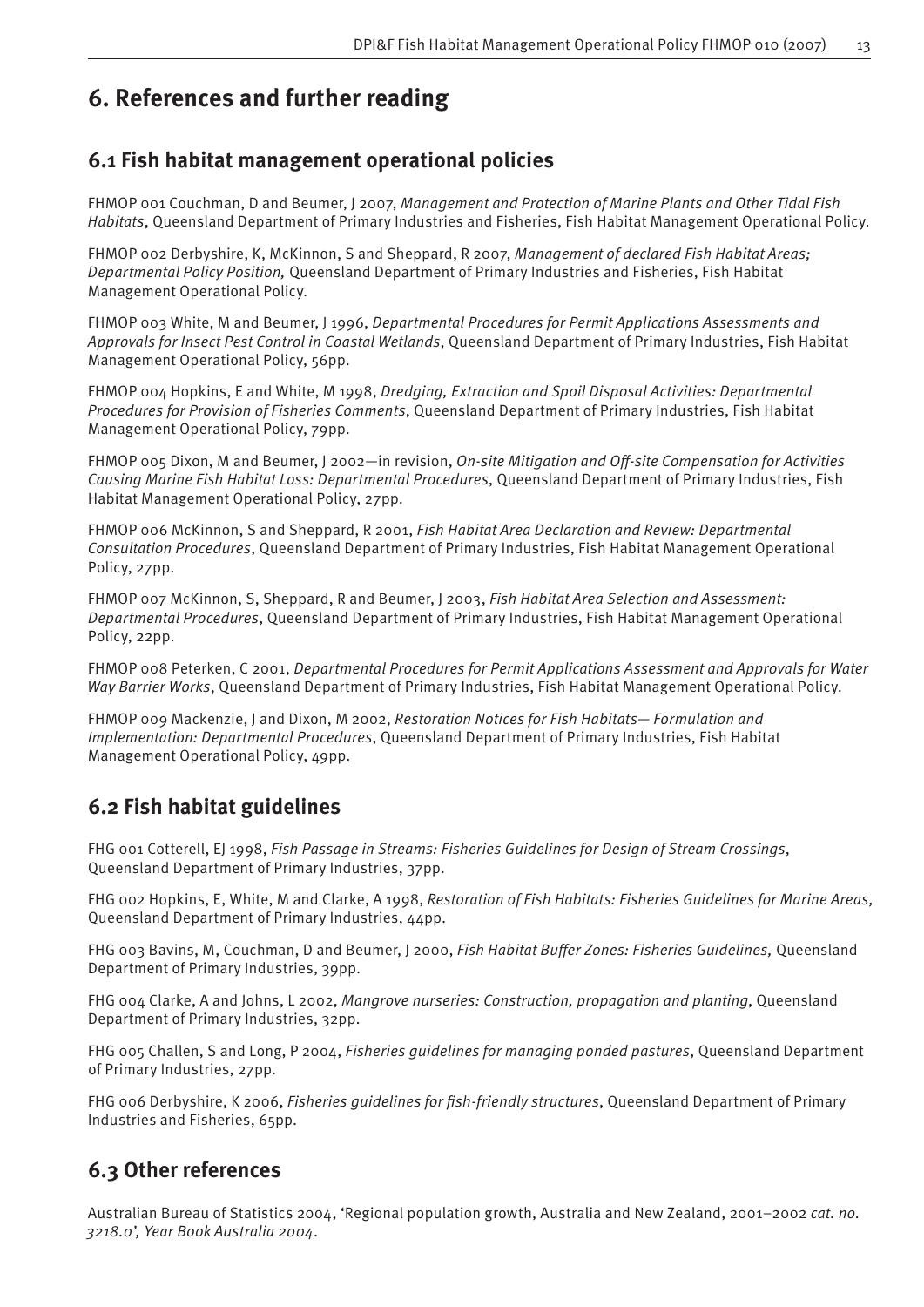# 6. References and further reading

## 6.1 Fish habitat management operational policies

FHMOP 001 Couchman, D and Beumer, J 2007, *Management and Protection of Marine Plants and Other Tidal Fish Habitats*, Queensland Department of Primary Industries and Fisheries, Fish Habitat Management Operational Policy.

FHMOP 002 Derbyshire, K, McKinnon, S and Sheppard, R 2007, *Management of declared Fish Habitat Areas; Departmental Policy Position,* Queensland Department of Primary Industries and Fisheries, Fish Habitat Management Operational Policy.

FHMOP 003 White, M and Beumer, J 1996, *Departmental Procedures for Permit Applications Assessments and Approvals for Insect Pest Control in Coastal Wetlands*, Queensland Department of Primary Industries, Fish Habitat Management Operational Policy, 56pp.

FHMOP 004 Hopkins, E and White, M 1998, *Dredging, Extraction and Spoil Disposal Activities: Departmental Procedures for Provision of Fisheries Comments*, Queensland Department of Primary Industries, Fish Habitat Management Operational Policy, 79pp.

FHMOP 005 Dixon, M and Beumer, J 2002—in revision, *On-site Mitigation and Off-site Compensation for Activities Causing Marine Fish Habitat Loss: Departmental Procedures*, Queensland Department of Primary Industries, Fish Habitat Management Operational Policy, 27pp.

FHMOP 006 McKinnon, S and Sheppard, R 2001, *Fish Habitat Area Declaration and Review: Departmental Consultation Procedures*, Queensland Department of Primary Industries, Fish Habitat Management Operational Policy, 27pp.

FHMOP 007 McKinnon, S, Sheppard, R and Beumer, J 2003, *Fish Habitat Area Selection and Assessment: Departmental Procedures*, Queensland Department of Primary Industries, Fish Habitat Management Operational Policy, 22pp.

FHMOP 008 Peterken, C 2001, *Departmental Procedures for Permit Applications Assessment and Approvals for Water Way Barrier Works*, Queensland Department of Primary Industries, Fish Habitat Management Operational Policy.

FHMOP 009 Mackenzie, J and Dixon, M 2002, *Restoration Notices for Fish Habitats— Formulation and Implementation: Departmental Procedures*, Queensland Department of Primary Industries, Fish Habitat Management Operational Policy, 49pp.

## 6.2 Fish habitat guidelines

FHG 001 Cotterell, EJ 1998, *Fish Passage in Streams: Fisheries Guidelines for Design of Stream Crossings*, Queensland Department of Primary Industries, 37pp.

FHG 002 Hopkins, E, White, M and Clarke, A 1998, *Restoration of Fish Habitats: Fisheries Guidelines for Marine Areas,* Queensland Department of Primary Industries, 44pp.

FHG 003 Bavins, M, Couchman, D and Beumer, J 2000, *Fish Habitat Buffer Zones: Fisheries Guidelines,* Queensland Department of Primary Industries, 39pp.

FHG 004 Clarke, A and Johns, L 2002, *Mangrove nurseries: Construction, propagation and planting*, Queensland Department of Primary Industries, 32pp.

FHG 005 Challen, S and Long, P 2004, *Fisheries guidelines for managing ponded pastures*, Queensland Department of Primary Industries, 27pp.

FHG 006 Derbyshire, K 2006, *Fisheries guidelines for fish-friendly structures*, Queensland Department of Primary Industries and Fisheries, 65pp.

## 6.3 Other references

Australian Bureau of Statistics 2004, 'Regional population growth, Australia and New Zealand, 2001–2002 *cat. no. 3218.0', Year Book Australia 2004*.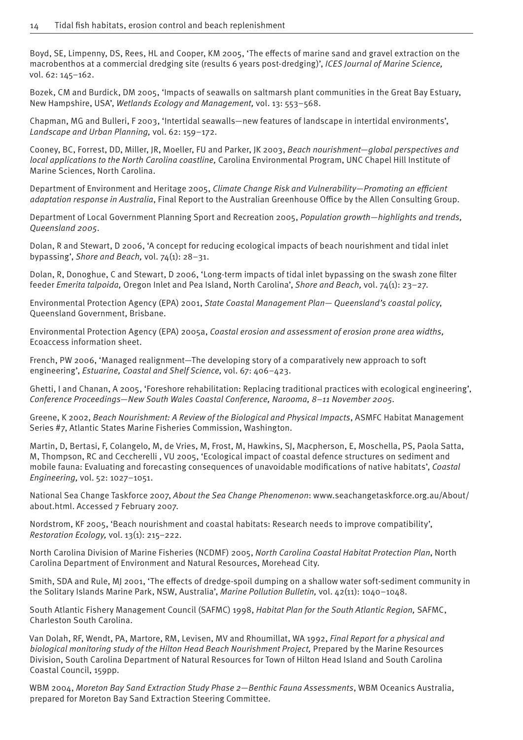Boyd, SE, Limpenny, DS, Rees, HL and Cooper, KM 2005, 'The effects of marine sand and gravel extraction on the macrobenthos at a commercial dredging site (results 6 years post-dredging)', *ICES Journal of Marine Science,* vol. 62: 145–162.

Bozek, CM and Burdick, DM 2005, 'Impacts of seawalls on saltmarsh plant communities in the Great Bay Estuary, New Hampshire, USA', *Wetlands Ecology and Management,* vol. 13: 553–568.

Chapman, MG and Bulleri, F 2003, 'Intertidal seawalls—new features of landscape in intertidal environments', *Landscape and Urban Planning,* vol. 62: 159–172.

Cooney, BC, Forrest, DD, Miller, JR, Moeller, FU and Parker, JK 2003, *Beach nourishment—global perspectives and local applications to the North Carolina coastline,* Carolina Environmental Program, UNC Chapel Hill Institute of Marine Sciences, North Carolina.

Department of Environment and Heritage 2005, *Climate Change Risk and Vulnerability—Promoting an efficient adaptation response in Australia*, Final Report to the Australian Greenhouse Office by the Allen Consulting Group.

Department of Local Government Planning Sport and Recreation 2005, *Population growth—highlights and trends, Queensland 2005*.

Dolan, R and Stewart, D 2006, 'A concept for reducing ecological impacts of beach nourishment and tidal inlet bypassing', *Shore and Beach,* vol. 74(1): 28–31.

Dolan, R, Donoghue, C and Stewart, D 2006, 'Long-term impacts of tidal inlet bypassing on the swash zone filter feeder *Emerita talpoida,* Oregon Inlet and Pea Island, North Carolina', *Shore and Beach,* vol. 74(1): 23–27.

Environmental Protection Agency (EPA) 2001, *State Coastal Management Plan— Queensland's coastal policy*, Queensland Government, Brisbane.

Environmental Protection Agency (EPA) 2005a, *Coastal erosion and assessment of erosion prone area widths,* Ecoaccess information sheet.

French, PW 2006, 'Managed realignment—The developing story of a comparatively new approach to soft engineering', *Estuarine, Coastal and Shelf Science,* vol. 67: 406–423.

Ghetti, I and Chanan, A 2005, 'Foreshore rehabilitation: Replacing traditional practices with ecological engineering', *Conference Proceedings—New South Wales Coastal Conference, Narooma, 8–11 November 2005*.

Greene, K 2002, *Beach Nourishment: A Review of the Biological and Physical Impacts*, ASMFC Habitat Management Series #7, Atlantic States Marine Fisheries Commission, Washington.

Martin, D, Bertasi, F, Colangelo, M, de Vries, M, Frost, M, Hawkins, SJ, Macpherson, E, Moschella, PS, Paola Satta, M, Thompson, RC and Ceccherelli , VU 2005, 'Ecological impact of coastal defence structures on sediment and mobile fauna: Evaluating and forecasting consequences of unavoidable modifications of native habitats', *Coastal Engineering,* vol. 52: 1027–1051.

National Sea Change Taskforce 2007, *About the Sea Change Phenomenon*: www.seachangetaskforce.org.au/About/about.html. Accessed 7 February 2007.

Nordstrom, KF 2005, 'Beach nourishment and coastal habitats: Research needs to improve compatibility', *Restoration Ecology,* vol. 13(1): 215–222.

North Carolina Division of Marine Fisheries (NCDMF) 2005, *North Carolina Coastal Habitat Protection Plan*, North Carolina Department of Environment and Natural Resources, Morehead City.

Smith, SDA and Rule, MJ 2001, 'The effects of dredge-spoil dumping on a shallow water soft-sediment community in the Solitary Islands Marine Park, NSW, Australia', *Marine Pollution Bulletin,* vol. 42(11): 1040–1048.

South Atlantic Fishery Management Council (SAFMC) 1998, *Habitat Plan for the South Atlantic Region,* SAFMC, Charleston South Carolina.

Van Dolah, RF, Wendt, PA, Martore, RM, Levisen, MV and Rhoumillat, WA 1992, *Final Report for a physical and biological monitoring study of the Hilton Head Beach Nourishment Project,* Prepared by the Marine Resources Division, South Carolina Department of Natural Resources for Town of Hilton Head Island and South Carolina Coastal Council, 159pp.

WBM 2004, *Moreton Bay Sand Extraction Study Phase 2—Benthic Fauna Assessments*, WBM Oceanics Australia, prepared for Moreton Bay Sand Extraction Steering Committee.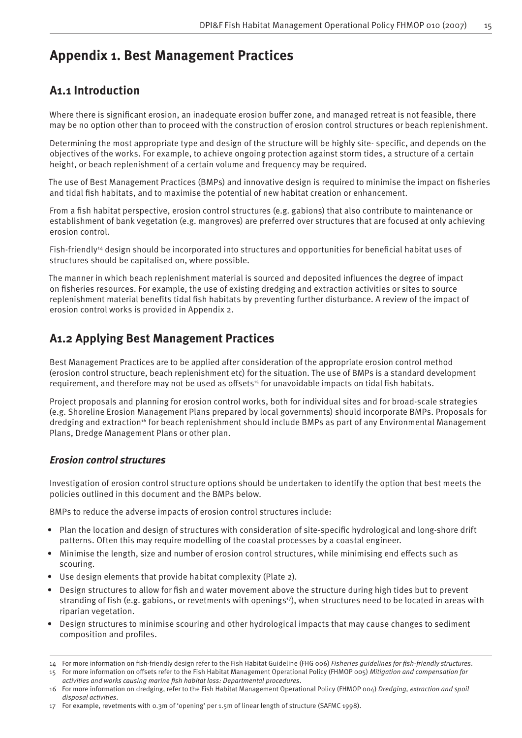# Appendix 1. Best Management Practices

## A1.1 Introduction

Where there is significant erosion, an inadequate erosion buffer zone, and managed retreat is not feasible, there may be no option other than to proceed with the construction of erosion control structures or beach replenishment.

Determining the most appropriate type and design of the structure will be highly site- specific, and depends on the objectives of the works. For example, to achieve ongoing protection against storm tides, a structure of a certain height, or beach replenishment of a certain volume and frequency may be required.

The use of Best Management Practices (BMPs) and innovative design is required to minimise the impact on fisheries and tidal fish habitats, and to maximise the potential of new habitat creation or enhancement.

From a fish habitat perspective, erosion control structures (e.g. gabions) that also contribute to maintenance or establishment of bank vegetation (e.g. mangroves) are preferred over structures that are focused at only achieving erosion control.

Fish-friendly[14] design should be incorporated into structures and opportunities for beneficial habitat uses of structures should be capitalised on, where possible.

The manner in which beach replenishment material is sourced and deposited influences the degree of impact on fisheries resources. For example, the use of existing dredging and extraction activities or sites to source replenishment material benefits tidal fish habitats by preventing further disturbance. A review of the impact of erosion control works is provided in Appendix 2.

## A1.2 Applying Best Management Practices

Best Management Practices are to be applied after consideration of the appropriate erosion control method (erosion control structure, beach replenishment etc) for the situation. The use of BMPs is a standard development requirement, and therefore may not be used as offsets[15] for unavoidable impacts on tidal fish habitats.

Project proposals and planning for erosion control works, both for individual sites and for broad-scale strategies (e.g. Shoreline Erosion Management Plans prepared by local governments) should incorporate BMPs. Proposals for dredging and extraction[16] for beach replenishment should include BMPs as part of any Environmental Management Plans, Dredge Management Plans or other plan.

### *Erosion control structures*

Investigation of erosion control structure options should be undertaken to identify the option that best meets the policies outlined in this document and the BMPs below.

BMPs to reduce the adverse impacts of erosion control structures include:

- Plan the location and design of structures with consideration of site-specific hydrological and long-shore drift patterns. Often this may require modelling of the coastal processes by a coastal engineer.
- Minimise the length, size and number of erosion control structures, while minimising end effects such as scouring.
- Use design elements that provide habitat complexity (Plate 2).
- Design structures to allow for fish and water movement above the structure during high tides but to prevent stranding of fish (e.g. gabions, or revetments with openings[17]), when structures need to be located in areas with riparian vegetation.
- Design structures to minimise scouring and other hydrological impacts that may cause changes to sediment composition and profiles.

---

14 For more information on fish-friendly design refer to the Fish Habitat Guideline (FHG 006) *Fisheries guidelines for fish-friendly structures*.

15 For more information on offsets refer to the Fish Habitat Management Operational Policy (FHMOP 005) *Mitigation and compensation for activities and works causing marine fish habitat loss: Departmental procedures*.

16 For more information on dredging, refer to the Fish Habitat Management Operational Policy (FHMOP 004) *Dredging, extraction and spoil disposal activities*.

17 For example, revetments with 0.3m of 'opening' per 1.5m of linear length of structure (SAFMC 1998).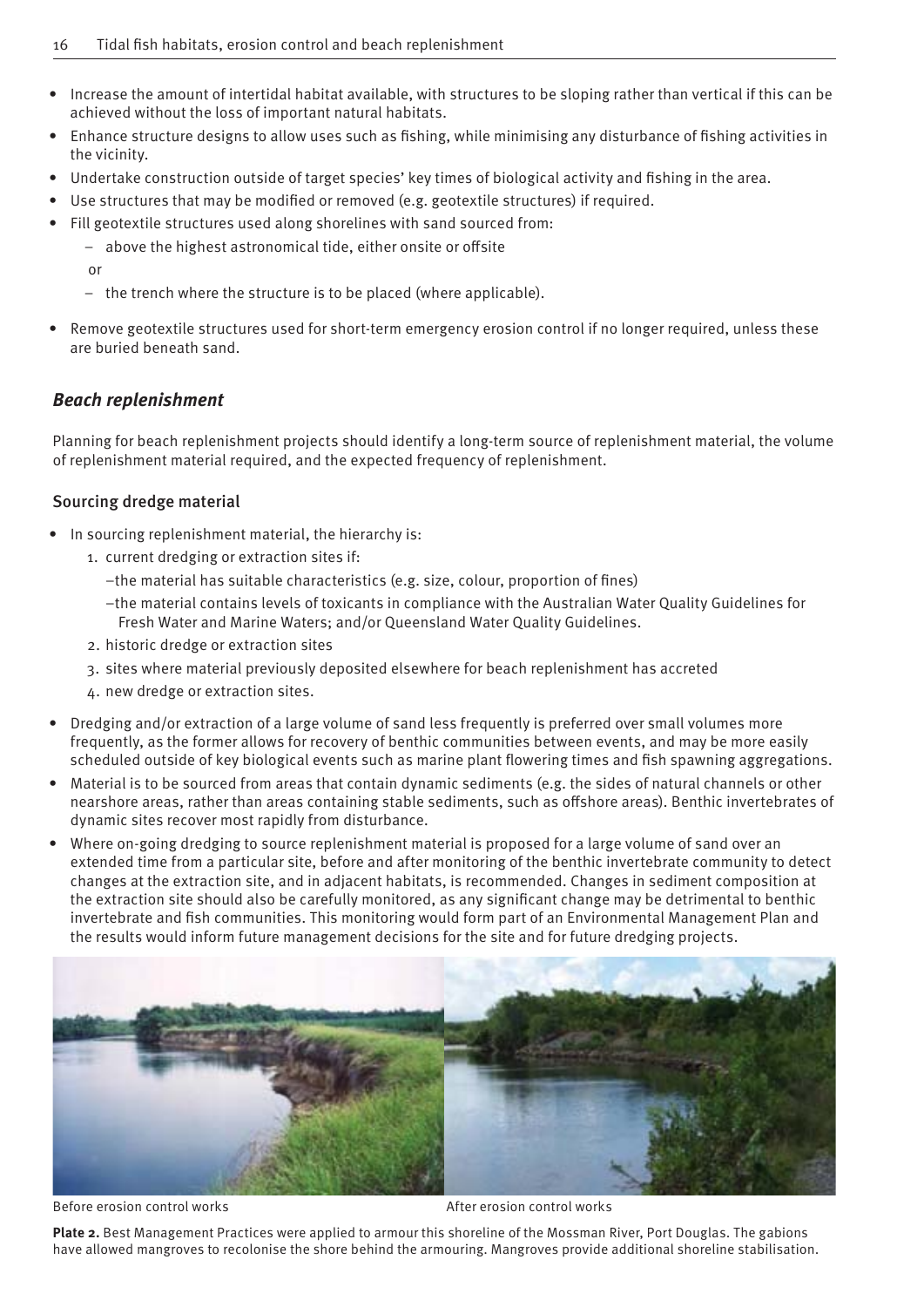- Increase the amount of intertidal habitat available, with structures to be sloping rather than vertical if this can be achieved without the loss of important natural habitats.
- Enhance structure designs to allow uses such as fishing, while minimising any disturbance of fishing activities in the vicinity.
- Undertake construction outside of target species' key times of biological activity and fishing in the area.
- Use structures that may be modified or removed (e.g. geotextile structures) if required.
- Fill geotextile structures used along shorelines with sand sourced from:
  - above the highest astronomical tide, either onsite or offsite

  or

  - the trench where the structure is to be placed (where applicable).
- Remove geotextile structures used for short-term emergency erosion control if no longer required, unless these are buried beneath sand.

## *Beach replenishment*

Planning for beach replenishment projects should identify a long-term source of replenishment material, the volume of replenishment material required, and the expected frequency of replenishment.

### Sourcing dredge material

- In sourcing replenishment material, the hierarchy is:
  1. current dredging or extraction sites if:
     - the material has suitable characteristics (e.g. size, colour, proportion of fines)
     - the material contains levels of toxicants in compliance with the Australian Water Quality Guidelines for Fresh Water and Marine Waters; and/or Queensland Water Quality Guidelines.
  2. historic dredge or extraction sites
  3. sites where material previously deposited elsewhere for beach replenishment has accreted
  4. new dredge or extraction sites.
- Dredging and/or extraction of a large volume of sand less frequently is preferred over small volumes more frequently, as the former allows for recovery of benthic communities between events, and may be more easily scheduled outside of key biological events such as marine plant flowering times and fish spawning aggregations.
- Material is to be sourced from areas that contain dynamic sediments (e.g. the sides of natural channels or other nearshore areas, rather than areas containing stable sediments, such as offshore areas). Benthic invertebrates of dynamic sites recover most rapidly from disturbance.
- Where on-going dredging to source replenishment material is proposed for a large volume of sand over an extended time from a particular site, before and after monitoring of the benthic invertebrate community to detect changes at the extraction site, and in adjacent habitats, is recommended. Changes in sediment composition at the extraction site should also be carefully monitored, as any significant change may be detrimental to benthic invertebrate and fish communities. This monitoring would form part of an Environmental Management Plan and the results would inform future management decisions for the site and for future dredging projects.

Before erosion control works

After erosion control works

**Plate 2.** Best Management Practices were applied to armour this shoreline of the Mossman River, Port Douglas. The gabions have allowed mangroves to recolonise the shore behind the armouring. Mangroves provide additional shoreline stabilisation.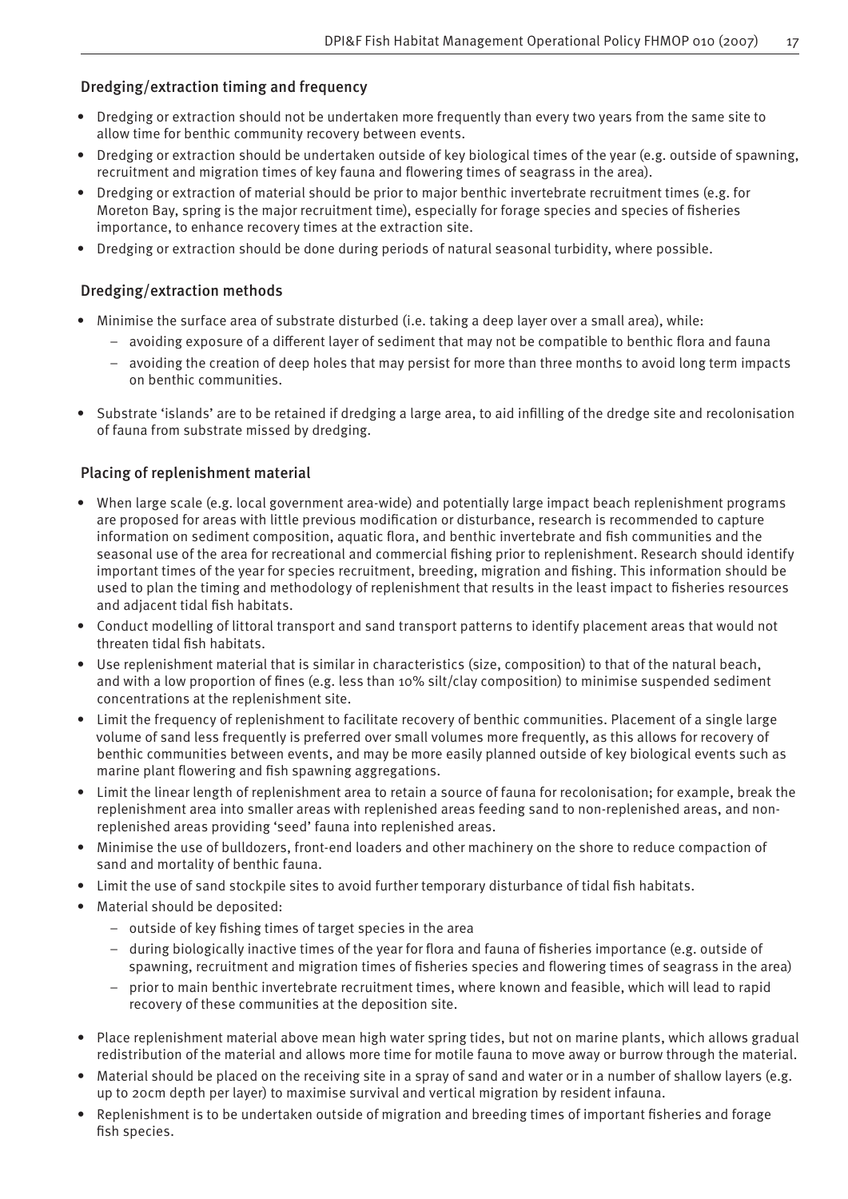### Dredging/extraction timing and frequency

- Dredging or extraction should not be undertaken more frequently than every two years from the same site to allow time for benthic community recovery between events.
- Dredging or extraction should be undertaken outside of key biological times of the year (e.g. outside of spawning, recruitment and migration times of key fauna and flowering times of seagrass in the area).
- Dredging or extraction of material should be prior to major benthic invertebrate recruitment times (e.g. for Moreton Bay, spring is the major recruitment time), especially for forage species and species of fisheries importance, to enhance recovery times at the extraction site.
- Dredging or extraction should be done during periods of natural seasonal turbidity, where possible.

### Dredging/extraction methods

- Minimise the surface area of substrate disturbed (i.e. taking a deep layer over a small area), while:
  - avoiding exposure of a different layer of sediment that may not be compatible to benthic flora and fauna
  - avoiding the creation of deep holes that may persist for more than three months to avoid long term impacts on benthic communities.
- Substrate 'islands' are to be retained if dredging a large area, to aid infilling of the dredge site and recolonisation of fauna from substrate missed by dredging.

### Placing of replenishment material

- When large scale (e.g. local government area-wide) and potentially large impact beach replenishment programs are proposed for areas with little previous modification or disturbance, research is recommended to capture information on sediment composition, aquatic flora, and benthic invertebrate and fish communities and the seasonal use of the area for recreational and commercial fishing prior to replenishment. Research should identify important times of the year for species recruitment, breeding, migration and fishing. This information should be used to plan the timing and methodology of replenishment that results in the least impact to fisheries resources and adjacent tidal fish habitats.
- Conduct modelling of littoral transport and sand transport patterns to identify placement areas that would not threaten tidal fish habitats.
- Use replenishment material that is similar in characteristics (size, composition) to that of the natural beach, and with a low proportion of fines (e.g. less than 10% silt/clay composition) to minimise suspended sediment concentrations at the replenishment site.
- Limit the frequency of replenishment to facilitate recovery of benthic communities. Placement of a single large volume of sand less frequently is preferred over small volumes more frequently, as this allows for recovery of benthic communities between events, and may be more easily planned outside of key biological events such as marine plant flowering and fish spawning aggregations.
- Limit the linear length of replenishment area to retain a source of fauna for recolonisation; for example, break the replenishment area into smaller areas with replenished areas feeding sand to non-replenished areas, and non-replenished areas providing 'seed' fauna into replenished areas.
- Minimise the use of bulldozers, front-end loaders and other machinery on the shore to reduce compaction of sand and mortality of benthic fauna.
- Limit the use of sand stockpile sites to avoid further temporary disturbance of tidal fish habitats.
- Material should be deposited:
  - outside of key fishing times of target species in the area
  - during biologically inactive times of the year for flora and fauna of fisheries importance (e.g. outside of spawning, recruitment and migration times of fisheries species and flowering times of seagrass in the area)
  - prior to main benthic invertebrate recruitment times, where known and feasible, which will lead to rapid recovery of these communities at the deposition site.
- Place replenishment material above mean high water spring tides, but not on marine plants, which allows gradual redistribution of the material and allows more time for motile fauna to move away or burrow through the material.
- Material should be placed on the receiving site in a spray of sand and water or in a number of shallow layers (e.g. up to 20cm depth per layer) to maximise survival and vertical migration by resident infauna.
- Replenishment is to be undertaken outside of migration and breeding times of important fisheries and forage fish species.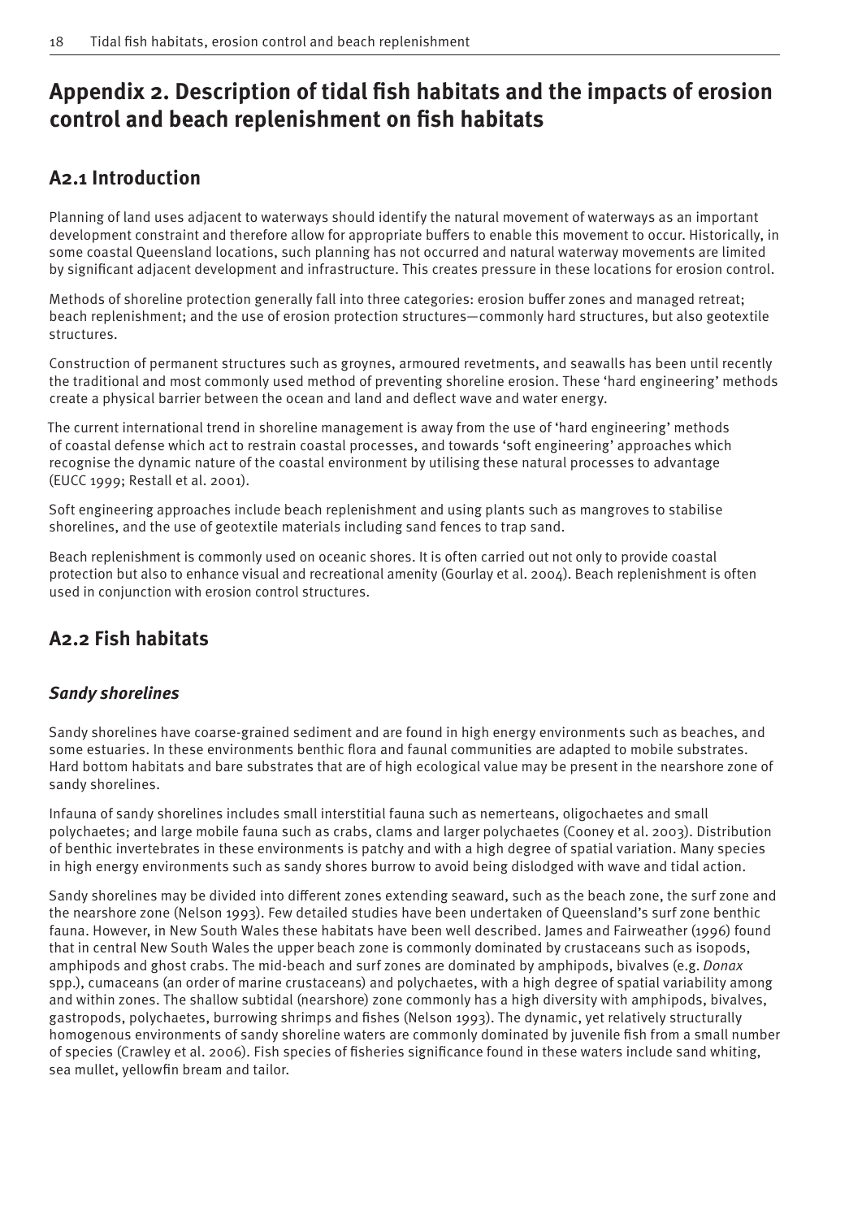# Appendix 2. Description of tidal fish habitats and the impacts of erosion control and beach replenishment on fish habitats

## A2.1 Introduction

Planning of land uses adjacent to waterways should identify the natural movement of waterways as an important development constraint and therefore allow for appropriate buffers to enable this movement to occur. Historically, in some coastal Queensland locations, such planning has not occurred and natural waterway movements are limited by significant adjacent development and infrastructure. This creates pressure in these locations for erosion control.

Methods of shoreline protection generally fall into three categories: erosion buffer zones and managed retreat; beach replenishment; and the use of erosion protection structures—commonly hard structures, but also geotextile structures.

Construction of permanent structures such as groynes, armoured revetments, and seawalls has been until recently the traditional and most commonly used method of preventing shoreline erosion. These 'hard engineering' methods create a physical barrier between the ocean and land and deflect wave and water energy.

The current international trend in shoreline management is away from the use of 'hard engineering' methods of coastal defense which act to restrain coastal processes, and towards 'soft engineering' approaches which recognise the dynamic nature of the coastal environment by utilising these natural processes to advantage (EUCC 1999; Restall et al. 2001).

Soft engineering approaches include beach replenishment and using plants such as mangroves to stabilise shorelines, and the use of geotextile materials including sand fences to trap sand.

Beach replenishment is commonly used on oceanic shores. It is often carried out not only to provide coastal protection but also to enhance visual and recreational amenity (Gourlay et al. 2004). Beach replenishment is often used in conjunction with erosion control structures.

## A2.2 Fish habitats

### *Sandy shorelines*

Sandy shorelines have coarse-grained sediment and are found in high energy environments such as beaches, and some estuaries. In these environments benthic flora and faunal communities are adapted to mobile substrates. Hard bottom habitats and bare substrates that are of high ecological value may be present in the nearshore zone of sandy shorelines.

Infauna of sandy shorelines includes small interstitial fauna such as nemerteans, oligochaetes and small polychaetes; and large mobile fauna such as crabs, clams and larger polychaetes (Cooney et al. 2003). Distribution of benthic invertebrates in these environments is patchy and with a high degree of spatial variation. Many species in high energy environments such as sandy shores burrow to avoid being dislodged with wave and tidal action.

Sandy shorelines may be divided into different zones extending seaward, such as the beach zone, the surf zone and the nearshore zone (Nelson 1993). Few detailed studies have been undertaken of Queensland's surf zone benthic fauna. However, in New South Wales these habitats have been well described. James and Fairweather (1996) found that in central New South Wales the upper beach zone is commonly dominated by crustaceans such as isopods, amphipods and ghost crabs. The mid-beach and surf zones are dominated by amphipods, bivalves (e.g. *Donax* spp.), cumaceans (an order of marine crustaceans) and polychaetes, with a high degree of spatial variability among and within zones. The shallow subtidal (nearshore) zone commonly has a high diversity with amphipods, bivalves, gastropods, polychaetes, burrowing shrimps and fishes (Nelson 1993). The dynamic, yet relatively structurally homogenous environments of sandy shoreline waters are commonly dominated by juvenile fish from a small number of species (Crawley et al. 2006). Fish species of fisheries significance found in these waters include sand whiting, sea mullet, yellowfin bream and tailor.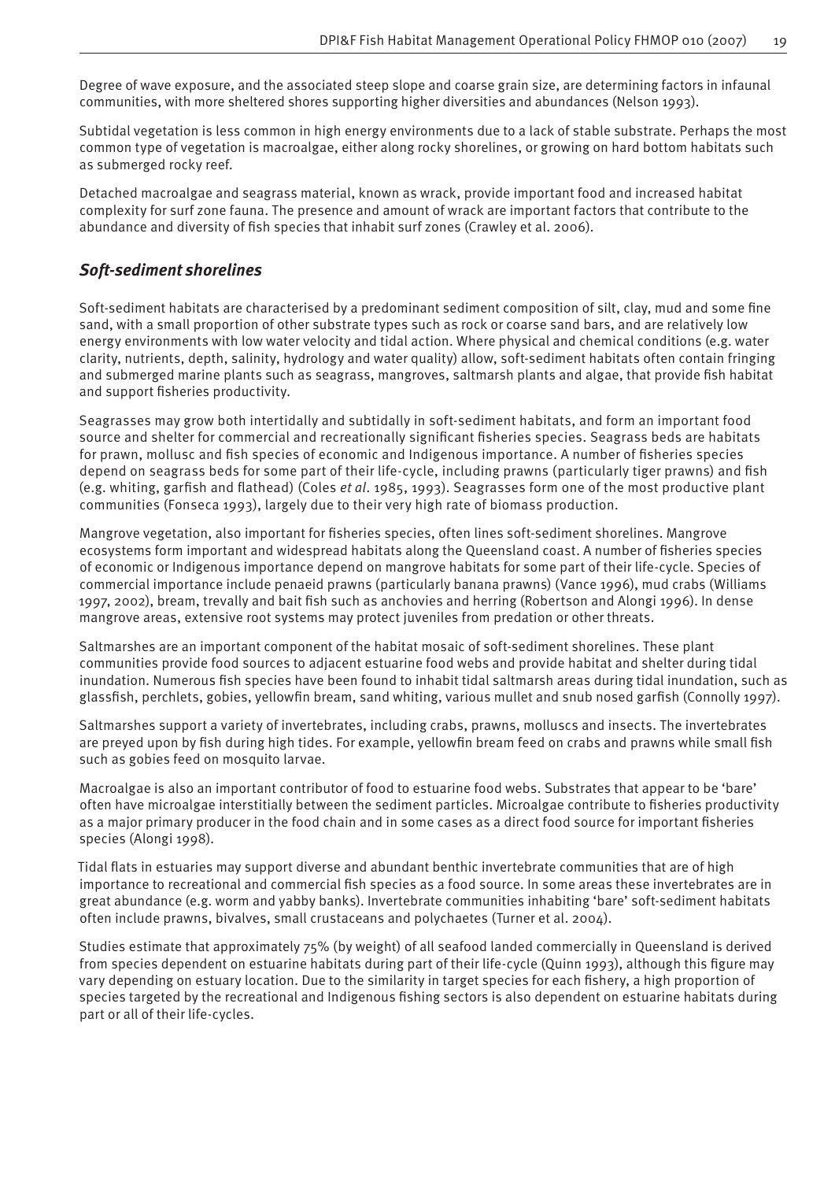Degree of wave exposure, and the associated steep slope and coarse grain size, are determining factors in infaunal communities, with more sheltered shores supporting higher diversities and abundances (Nelson 1993).

Subtidal vegetation is less common in high energy environments due to a lack of stable substrate. Perhaps the most common type of vegetation is macroalgae, either along rocky shorelines, or growing on hard bottom habitats such as submerged rocky reef.

Detached macroalgae and seagrass material, known as wrack, provide important food and increased habitat complexity for surf zone fauna. The presence and amount of wrack are important factors that contribute to the abundance and diversity of fish species that inhabit surf zones (Crawley et al. 2006).

## *Soft-sediment shorelines*

Soft-sediment habitats are characterised by a predominant sediment composition of silt, clay, mud and some fine sand, with a small proportion of other substrate types such as rock or coarse sand bars, and are relatively low energy environments with low water velocity and tidal action. Where physical and chemical conditions (e.g. water clarity, nutrients, depth, salinity, hydrology and water quality) allow, soft-sediment habitats often contain fringing and submerged marine plants such as seagrass, mangroves, saltmarsh plants and algae, that provide fish habitat and support fisheries productivity.

Seagrasses may grow both intertidally and subtidally in soft-sediment habitats, and form an important food source and shelter for commercial and recreationally significant fisheries species. Seagrass beds are habitats for prawn, mollusc and fish species of economic and Indigenous importance. A number of fisheries species depend on seagrass beds for some part of their life-cycle, including prawns (particularly tiger prawns) and fish (e.g. whiting, garfish and flathead) (Coles *et al*. 1985, 1993). Seagrasses form one of the most productive plant communities (Fonseca 1993), largely due to their very high rate of biomass production.

Mangrove vegetation, also important for fisheries species, often lines soft-sediment shorelines. Mangrove ecosystems form important and widespread habitats along the Queensland coast. A number of fisheries species of economic or Indigenous importance depend on mangrove habitats for some part of their life-cycle. Species of commercial importance include penaeid prawns (particularly banana prawns) (Vance 1996), mud crabs (Williams 1997, 2002), bream, trevally and bait fish such as anchovies and herring (Robertson and Alongi 1996). In dense mangrove areas, extensive root systems may protect juveniles from predation or other threats.

Saltmarshes are an important component of the habitat mosaic of soft-sediment shorelines. These plant communities provide food sources to adjacent estuarine food webs and provide habitat and shelter during tidal inundation. Numerous fish species have been found to inhabit tidal saltmarsh areas during tidal inundation, such as glassfish, perchlets, gobies, yellowfin bream, sand whiting, various mullet and snub nosed garfish (Connolly 1997).

Saltmarshes support a variety of invertebrates, including crabs, prawns, molluscs and insects. The invertebrates are preyed upon by fish during high tides. For example, yellowfin bream feed on crabs and prawns while small fish such as gobies feed on mosquito larvae.

Macroalgae is also an important contributor of food to estuarine food webs. Substrates that appear to be 'bare' often have microalgae interstitially between the sediment particles. Microalgae contribute to fisheries productivity as a major primary producer in the food chain and in some cases as a direct food source for important fisheries species (Alongi 1998).

Tidal flats in estuaries may support diverse and abundant benthic invertebrate communities that are of high importance to recreational and commercial fish species as a food source. In some areas these invertebrates are in great abundance (e.g. worm and yabby banks). Invertebrate communities inhabiting 'bare' soft-sediment habitats often include prawns, bivalves, small crustaceans and polychaetes (Turner et al. 2004).

Studies estimate that approximately 75% (by weight) of all seafood landed commercially in Queensland is derived from species dependent on estuarine habitats during part of their life-cycle (Quinn 1993), although this figure may vary depending on estuary location. Due to the similarity in target species for each fishery, a high proportion of species targeted by the recreational and Indigenous fishing sectors is also dependent on estuarine habitats during part or all of their life-cycles.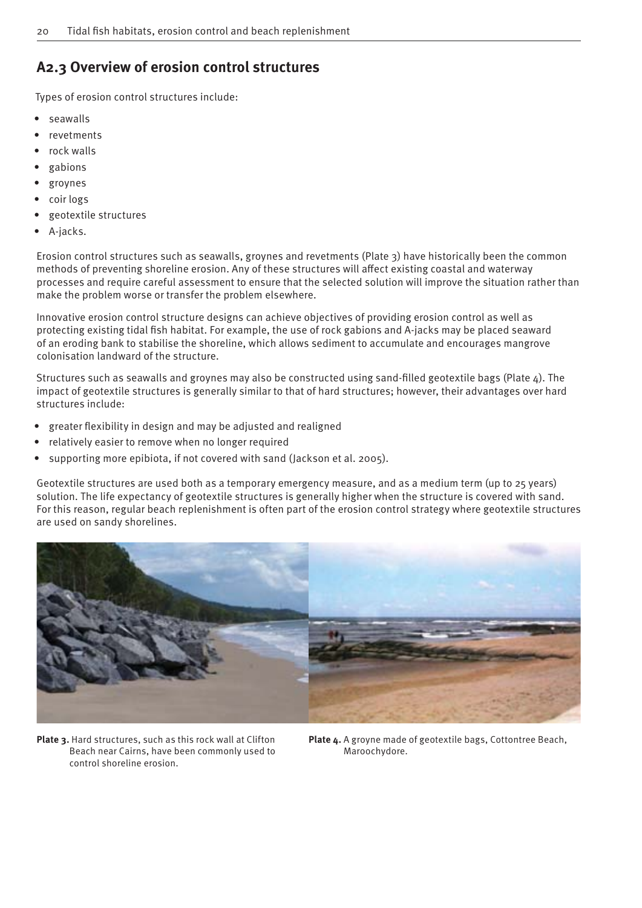## A2.3 Overview of erosion control structures

Types of erosion control structures include:

- seawalls
- revetments
- rock walls
- gabions
- groynes
- coir logs
- geotextile structures
- A-jacks.

Erosion control structures such as seawalls, groynes and revetments (Plate 3) have historically been the common methods of preventing shoreline erosion. Any of these structures will affect existing coastal and waterway processes and require careful assessment to ensure that the selected solution will improve the situation rather than make the problem worse or transfer the problem elsewhere.

Innovative erosion control structure designs can achieve objectives of providing erosion control as well as protecting existing tidal fish habitat. For example, the use of rock gabions and A-jacks may be placed seaward of an eroding bank to stabilise the shoreline, which allows sediment to accumulate and encourages mangrove colonisation landward of the structure.

Structures such as seawalls and groynes may also be constructed using sand-filled geotextile bags (Plate 4). The impact of geotextile structures is generally similar to that of hard structures; however, their advantages over hard structures include:

- greater flexibility in design and may be adjusted and realigned
- relatively easier to remove when no longer required
- supporting more epibiota, if not covered with sand (Jackson et al. 2005).

Geotextile structures are used both as a temporary emergency measure, and as a medium term (up to 25 years) solution. The life expectancy of geotextile structures is generally higher when the structure is covered with sand. For this reason, regular beach replenishment is often part of the erosion control strategy where geotextile structures are used on sandy shorelines.

**Plate 3.** Hard structures, such as this rock wall at Clifton Beach near Cairns, have been commonly used to control shoreline erosion.

**Plate 4.** A groyne made of geotextile bags, Cottontree Beach, Maroochydore.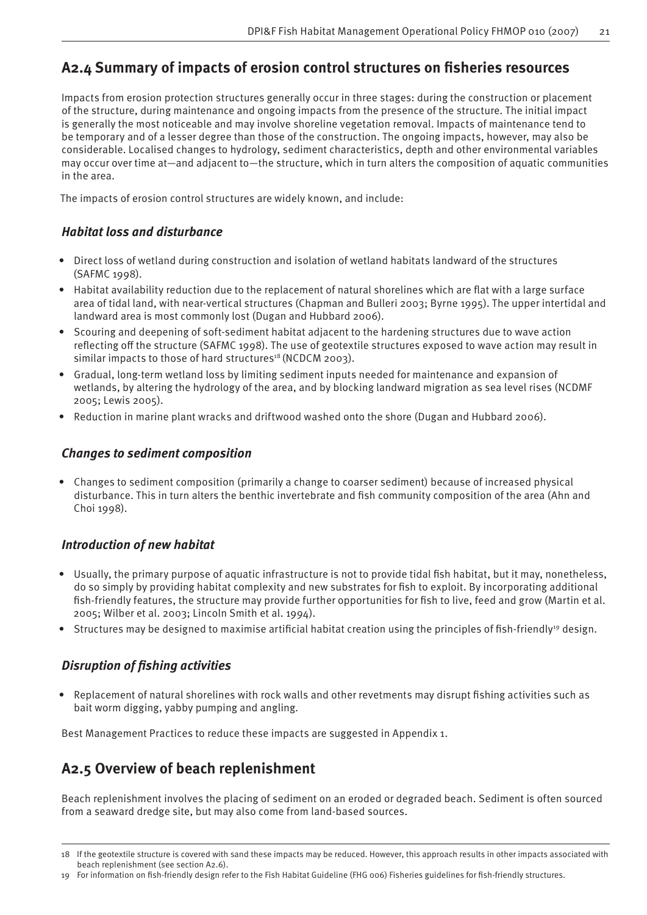## A2.4 Summary of impacts of erosion control structures on fisheries resources

Impacts from erosion protection structures generally occur in three stages: during the construction or placement of the structure, during maintenance and ongoing impacts from the presence of the structure. The initial impact is generally the most noticeable and may involve shoreline vegetation removal. Impacts of maintenance tend to be temporary and of a lesser degree than those of the construction. The ongoing impacts, however, may also be considerable. Localised changes to hydrology, sediment characteristics, depth and other environmental variables may occur over time at—and adjacent to—the structure, which in turn alters the composition of aquatic communities in the area.

The impacts of erosion control structures are widely known, and include:

### *Habitat loss and disturbance*

- Direct loss of wetland during construction and isolation of wetland habitats landward of the structures (SAFMC 1998).
- Habitat availability reduction due to the replacement of natural shorelines which are flat with a large surface area of tidal land, with near-vertical structures (Chapman and Bulleri 2003; Byrne 1995). The upper intertidal and landward area is most commonly lost (Dugan and Hubbard 2006).
- Scouring and deepening of soft-sediment habitat adjacent to the hardening structures due to wave action reflecting off the structure (SAFMC 1998). The use of geotextile structures exposed to wave action may result in similar impacts to those of hard structures[18] (NCDCM 2003).
- Gradual, long-term wetland loss by limiting sediment inputs needed for maintenance and expansion of wetlands, by altering the hydrology of the area, and by blocking landward migration as sea level rises (NCDMF 2005; Lewis 2005).
- Reduction in marine plant wracks and driftwood washed onto the shore (Dugan and Hubbard 2006).

### *Changes to sediment composition*

- Changes to sediment composition (primarily a change to coarser sediment) because of increased physical disturbance. This in turn alters the benthic invertebrate and fish community composition of the area (Ahn and Choi 1998).

### *Introduction of new habitat*

- Usually, the primary purpose of aquatic infrastructure is not to provide tidal fish habitat, but it may, nonetheless, do so simply by providing habitat complexity and new substrates for fish to exploit. By incorporating additional fish-friendly features, the structure may provide further opportunities for fish to live, feed and grow (Martin et al. 2005; Wilber et al. 2003; Lincoln Smith et al. 1994).
- Structures may be designed to maximise artificial habitat creation using the principles of fish-friendly[19] design.

### *Disruption of fishing activities*

- Replacement of natural shorelines with rock walls and other revetments may disrupt fishing activities such as bait worm digging, yabby pumping and angling.

Best Management Practices to reduce these impacts are suggested in Appendix 1.

## A2.5 Overview of beach replenishment

Beach replenishment involves the placing of sediment on an eroded or degraded beach. Sediment is often sourced from a seaward dredge site, but may also come from land-based sources.

---

18 If the geotextile structure is covered with sand these impacts may be reduced. However, this approach results in other impacts associated with beach replenishment (see section A2.6).

19 For information on fish-friendly design refer to the Fish Habitat Guideline (FHG 006) Fisheries guidelines for fish-friendly structures.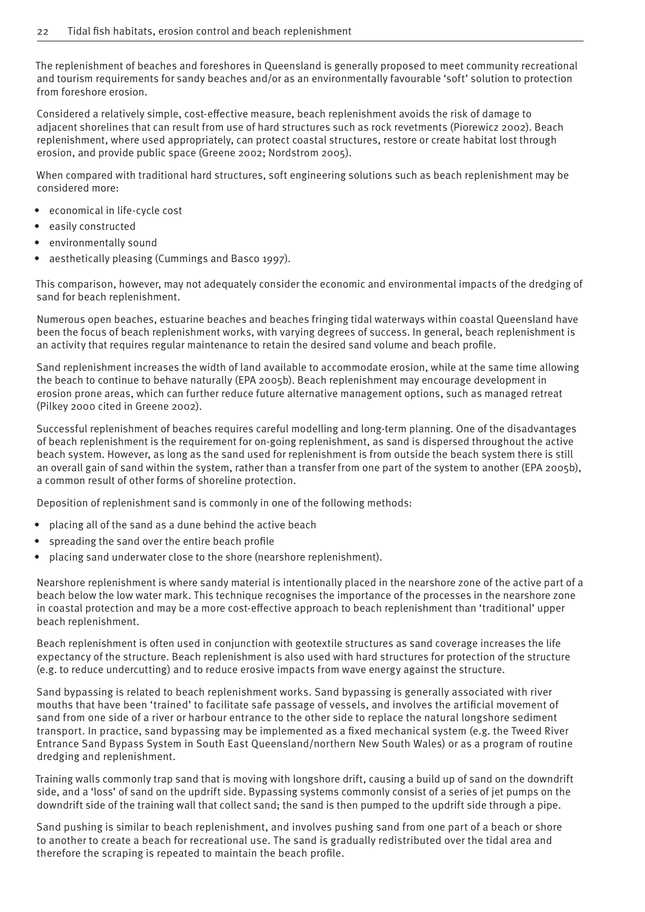The replenishment of beaches and foreshores in Queensland is generally proposed to meet community recreational and tourism requirements for sandy beaches and/or as an environmentally favourable 'soft' solution to protection from foreshore erosion.

Considered a relatively simple, cost-effective measure, beach replenishment avoids the risk of damage to adjacent shorelines that can result from use of hard structures such as rock revetments (Piorewicz 2002). Beach replenishment, where used appropriately, can protect coastal structures, restore or create habitat lost through erosion, and provide public space (Greene 2002; Nordstrom 2005).

When compared with traditional hard structures, soft engineering solutions such as beach replenishment may be considered more:

- economical in life-cycle cost
- easily constructed
- environmentally sound
- aesthetically pleasing (Cummings and Basco 1997).

This comparison, however, may not adequately consider the economic and environmental impacts of the dredging of sand for beach replenishment.

Numerous open beaches, estuarine beaches and beaches fringing tidal waterways within coastal Queensland have been the focus of beach replenishment works, with varying degrees of success. In general, beach replenishment is an activity that requires regular maintenance to retain the desired sand volume and beach profile.

Sand replenishment increases the width of land available to accommodate erosion, while at the same time allowing the beach to continue to behave naturally (EPA 2005b). Beach replenishment may encourage development in erosion prone areas, which can further reduce future alternative management options, such as managed retreat (Pilkey 2000 cited in Greene 2002).

Successful replenishment of beaches requires careful modelling and long-term planning. One of the disadvantages of beach replenishment is the requirement for on-going replenishment, as sand is dispersed throughout the active beach system. However, as long as the sand used for replenishment is from outside the beach system there is still an overall gain of sand within the system, rather than a transfer from one part of the system to another (EPA 2005b), a common result of other forms of shoreline protection.

Deposition of replenishment sand is commonly in one of the following methods:

- placing all of the sand as a dune behind the active beach
- spreading the sand over the entire beach profile
- placing sand underwater close to the shore (nearshore replenishment).

Nearshore replenishment is where sandy material is intentionally placed in the nearshore zone of the active part of a beach below the low water mark. This technique recognises the importance of the processes in the nearshore zone in coastal protection and may be a more cost-effective approach to beach replenishment than 'traditional' upper beach replenishment.

Beach replenishment is often used in conjunction with geotextile structures as sand coverage increases the life expectancy of the structure. Beach replenishment is also used with hard structures for protection of the structure (e.g. to reduce undercutting) and to reduce erosive impacts from wave energy against the structure.

Sand bypassing is related to beach replenishment works. Sand bypassing is generally associated with river mouths that have been 'trained' to facilitate safe passage of vessels, and involves the artificial movement of sand from one side of a river or harbour entrance to the other side to replace the natural longshore sediment transport. In practice, sand bypassing may be implemented as a fixed mechanical system (e.g. the Tweed River Entrance Sand Bypass System in South East Queensland/northern New South Wales) or as a program of routine dredging and replenishment.

Training walls commonly trap sand that is moving with longshore drift, causing a build up of sand on the downdrift side, and a 'loss' of sand on the updrift side. Bypassing systems commonly consist of a series of jet pumps on the downdrift side of the training wall that collect sand; the sand is then pumped to the updrift side through a pipe.

Sand pushing is similar to beach replenishment, and involves pushing sand from one part of a beach or shore to another to create a beach for recreational use. The sand is gradually redistributed over the tidal area and therefore the scraping is repeated to maintain the beach profile.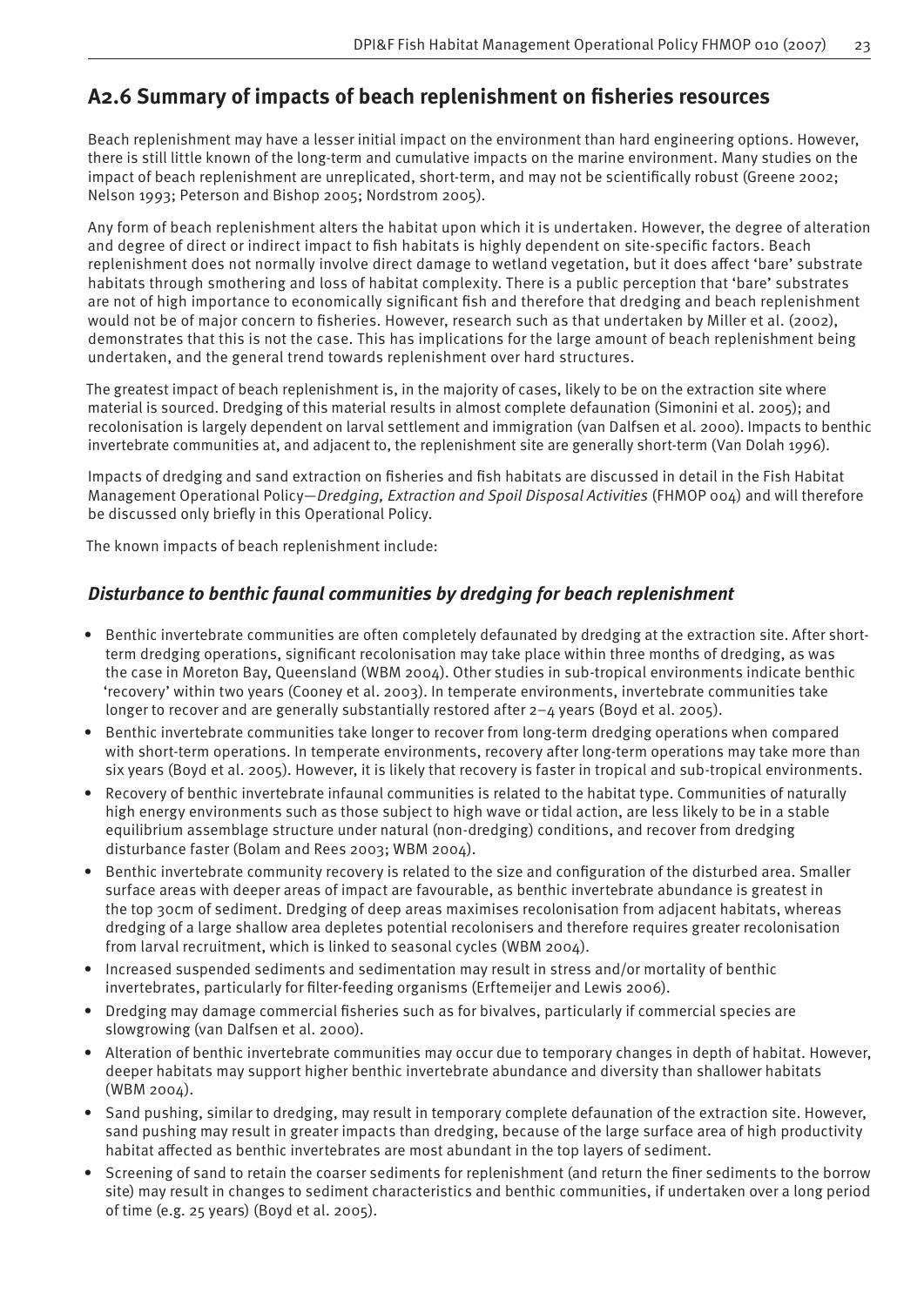## A2.6 Summary of impacts of beach replenishment on fisheries resources

Beach replenishment may have a lesser initial impact on the environment than hard engineering options. However, there is still little known of the long-term and cumulative impacts on the marine environment. Many studies on the impact of beach replenishment are unreplicated, short-term, and may not be scientifically robust (Greene 2002; Nelson 1993; Peterson and Bishop 2005; Nordstrom 2005).

Any form of beach replenishment alters the habitat upon which it is undertaken. However, the degree of alteration and degree of direct or indirect impact to fish habitats is highly dependent on site-specific factors. Beach replenishment does not normally involve direct damage to wetland vegetation, but it does affect 'bare' substrate habitats through smothering and loss of habitat complexity. There is a public perception that 'bare' substrates are not of high importance to economically significant fish and therefore that dredging and beach replenishment would not be of major concern to fisheries. However, research such as that undertaken by Miller et al. (2002), demonstrates that this is not the case. This has implications for the large amount of beach replenishment being undertaken, and the general trend towards replenishment over hard structures.

The greatest impact of beach replenishment is, in the majority of cases, likely to be on the extraction site where material is sourced. Dredging of this material results in almost complete defaunation (Simonini et al. 2005); and recolonisation is largely dependent on larval settlement and immigration (van Dalfsen et al. 2000). Impacts to benthic invertebrate communities at, and adjacent to, the replenishment site are generally short-term (Van Dolah 1996).

Impacts of dredging and sand extraction on fisheries and fish habitats are discussed in detail in the Fish Habitat Management Operational Policy—*Dredging, Extraction and Spoil Disposal Activities* (FHMOP 004) and will therefore be discussed only briefly in this Operational Policy.

The known impacts of beach replenishment include:

### *Disturbance to benthic faunal communities by dredging for beach replenishment*

- Benthic invertebrate communities are often completely defaunated by dredging at the extraction site. After short-term dredging operations, significant recolonisation may take place within three months of dredging, as was the case in Moreton Bay, Queensland (WBM 2004). Other studies in sub-tropical environments indicate benthic 'recovery' within two years (Cooney et al. 2003). In temperate environments, invertebrate communities take longer to recover and are generally substantially restored after 2–4 years (Boyd et al. 2005).
- Benthic invertebrate communities take longer to recover from long-term dredging operations when compared with short-term operations. In temperate environments, recovery after long-term operations may take more than six years (Boyd et al. 2005). However, it is likely that recovery is faster in tropical and sub-tropical environments.
- Recovery of benthic invertebrate infaunal communities is related to the habitat type. Communities of naturally high energy environments such as those subject to high wave or tidal action, are less likely to be in a stable equilibrium assemblage structure under natural (non-dredging) conditions, and recover from dredging disturbance faster (Bolam and Rees 2003; WBM 2004).
- Benthic invertebrate community recovery is related to the size and configuration of the disturbed area. Smaller surface areas with deeper areas of impact are favourable, as benthic invertebrate abundance is greatest in the top 30cm of sediment. Dredging of deep areas maximises recolonisation from adjacent habitats, whereas dredging of a large shallow area depletes potential recolonisers and therefore requires greater recolonisation from larval recruitment, which is linked to seasonal cycles (WBM 2004).
- Increased suspended sediments and sedimentation may result in stress and/or mortality of benthic invertebrates, particularly for filter-feeding organisms (Erftemeijer and Lewis 2006).
- Dredging may damage commercial fisheries such as for bivalves, particularly if commercial species are slowgrowing (van Dalfsen et al. 2000).
- Alteration of benthic invertebrate communities may occur due to temporary changes in depth of habitat. However, deeper habitats may support higher benthic invertebrate abundance and diversity than shallower habitats (WBM 2004).
- Sand pushing, similar to dredging, may result in temporary complete defaunation of the extraction site. However, sand pushing may result in greater impacts than dredging, because of the large surface area of high productivity habitat affected as benthic invertebrates are most abundant in the top layers of sediment.
- Screening of sand to retain the coarser sediments for replenishment (and return the finer sediments to the borrow site) may result in changes to sediment characteristics and benthic communities, if undertaken over a long period of time (e.g. 25 years) (Boyd et al. 2005).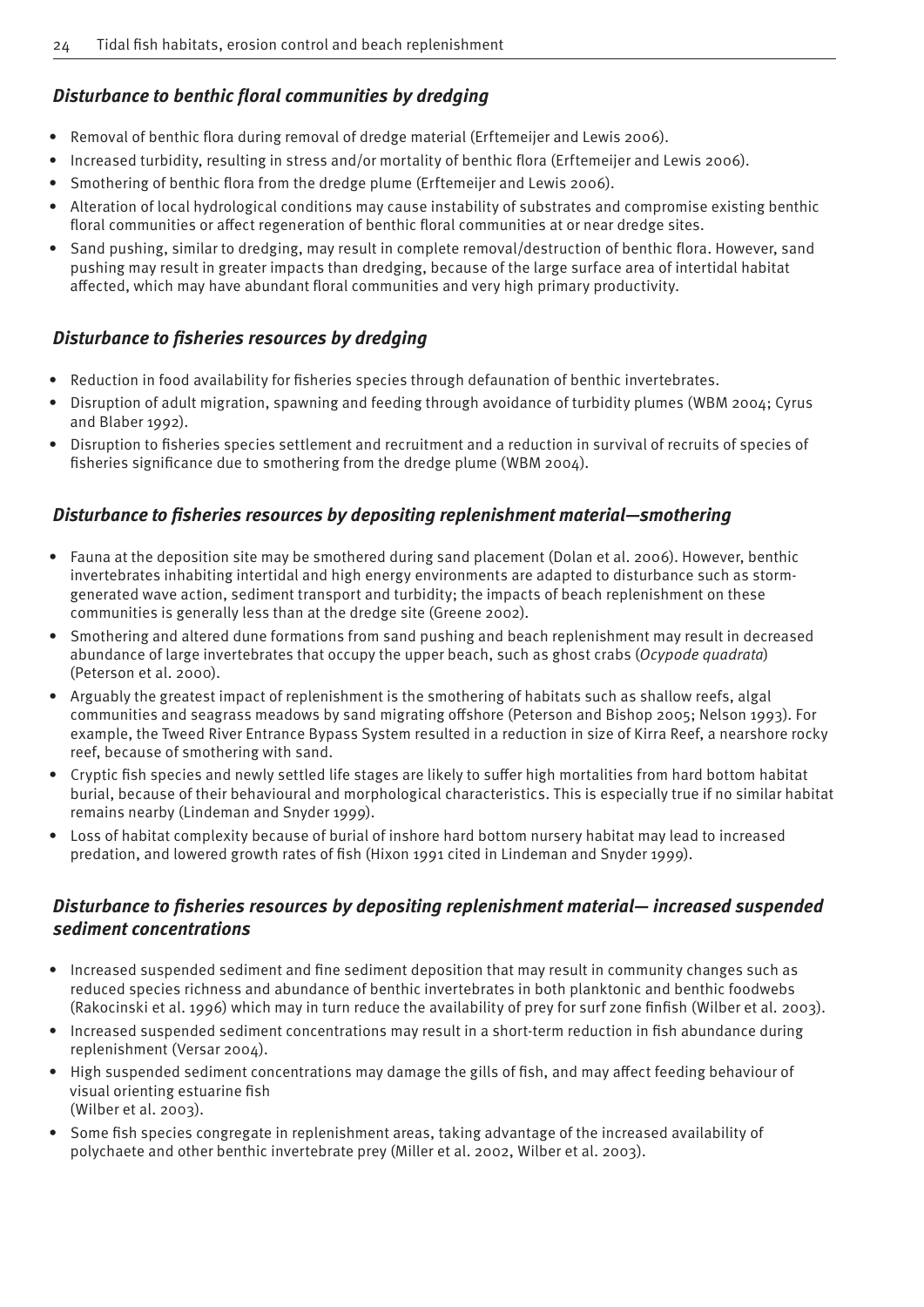### *Disturbance to benthic floral communities by dredging*

- Removal of benthic flora during removal of dredge material (Erftemeijer and Lewis 2006).
- Increased turbidity, resulting in stress and/or mortality of benthic flora (Erftemeijer and Lewis 2006).
- Smothering of benthic flora from the dredge plume (Erftemeijer and Lewis 2006).
- Alteration of local hydrological conditions may cause instability of substrates and compromise existing benthic floral communities or affect regeneration of benthic floral communities at or near dredge sites.
- Sand pushing, similar to dredging, may result in complete removal/destruction of benthic flora. However, sand pushing may result in greater impacts than dredging, because of the large surface area of intertidal habitat affected, which may have abundant floral communities and very high primary productivity.

### *Disturbance to fisheries resources by dredging*

- Reduction in food availability for fisheries species through defaunation of benthic invertebrates.
- Disruption of adult migration, spawning and feeding through avoidance of turbidity plumes (WBM 2004; Cyrus and Blaber 1992).
- Disruption to fisheries species settlement and recruitment and a reduction in survival of recruits of species of fisheries significance due to smothering from the dredge plume (WBM 2004).

### *Disturbance to fisheries resources by depositing replenishment material—smothering*

- Fauna at the deposition site may be smothered during sand placement (Dolan et al. 2006). However, benthic invertebrates inhabiting intertidal and high energy environments are adapted to disturbance such as storm-generated wave action, sediment transport and turbidity; the impacts of beach replenishment on these communities is generally less than at the dredge site (Greene 2002).
- Smothering and altered dune formations from sand pushing and beach replenishment may result in decreased abundance of large invertebrates that occupy the upper beach, such as ghost crabs (*Ocypode quadrata*) (Peterson et al. 2000).
- Arguably the greatest impact of replenishment is the smothering of habitats such as shallow reefs, algal communities and seagrass meadows by sand migrating offshore (Peterson and Bishop 2005; Nelson 1993). For example, the Tweed River Entrance Bypass System resulted in a reduction in size of Kirra Reef, a nearshore rocky reef, because of smothering with sand.
- Cryptic fish species and newly settled life stages are likely to suffer high mortalities from hard bottom habitat burial, because of their behavioural and morphological characteristics. This is especially true if no similar habitat remains nearby (Lindeman and Snyder 1999).
- Loss of habitat complexity because of burial of inshore hard bottom nursery habitat may lead to increased predation, and lowered growth rates of fish (Hixon 1991 cited in Lindeman and Snyder 1999).

### *Disturbance to fisheries resources by depositing replenishment material— increased suspended sediment concentrations*

- Increased suspended sediment and fine sediment deposition that may result in community changes such as reduced species richness and abundance of benthic invertebrates in both planktonic and benthic foodwebs (Rakocinski et al. 1996) which may in turn reduce the availability of prey for surf zone finfish (Wilber et al. 2003).
- Increased suspended sediment concentrations may result in a short-term reduction in fish abundance during replenishment (Versar 2004).
- High suspended sediment concentrations may damage the gills of fish, and may affect feeding behaviour of visual orienting estuarine fish (Wilber et al. 2003).
- Some fish species congregate in replenishment areas, taking advantage of the increased availability of polychaete and other benthic invertebrate prey (Miller et al. 2002, Wilber et al. 2003).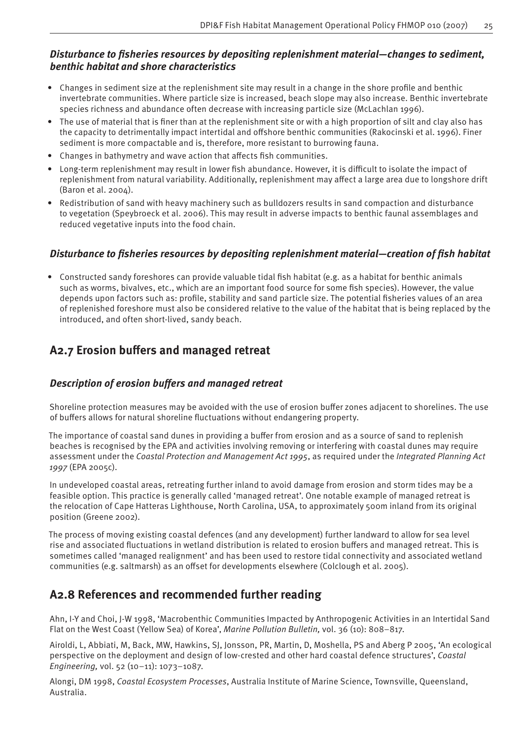### *Disturbance to fisheries resources by depositing replenishment material—changes to sediment, benthic habitat and shore characteristics*

- Changes in sediment size at the replenishment site may result in a change in the shore profile and benthic invertebrate communities. Where particle size is increased, beach slope may also increase. Benthic invertebrate species richness and abundance often decrease with increasing particle size (McLachlan 1996).
- The use of material that is finer than at the replenishment site or with a high proportion of silt and clay also has the capacity to detrimentally impact intertidal and offshore benthic communities (Rakocinski et al. 1996). Finer sediment is more compactable and is, therefore, more resistant to burrowing fauna.
- Changes in bathymetry and wave action that affects fish communities.
- Long-term replenishment may result in lower fish abundance. However, it is difficult to isolate the impact of replenishment from natural variability. Additionally, replenishment may affect a large area due to longshore drift (Baron et al. 2004).
- Redistribution of sand with heavy machinery such as bulldozers results in sand compaction and disturbance to vegetation (Speybroeck et al. 2006). This may result in adverse impacts to benthic faunal assemblages and reduced vegetative inputs into the food chain.

### *Disturbance to fisheries resources by depositing replenishment material—creation of fish habitat*

- Constructed sandy foreshores can provide valuable tidal fish habitat (e.g. as a habitat for benthic animals such as worms, bivalves, etc., which are an important food source for some fish species). However, the value depends upon factors such as: profile, stability and sand particle size. The potential fisheries values of an area of replenished foreshore must also be considered relative to the value of the habitat that is being replaced by the introduced, and often short-lived, sandy beach.

## A2.7 Erosion buffers and managed retreat

### *Description of erosion buffers and managed retreat*

Shoreline protection measures may be avoided with the use of erosion buffer zones adjacent to shorelines. The use of buffers allows for natural shoreline fluctuations without endangering property.

The importance of coastal sand dunes in providing a buffer from erosion and as a source of sand to replenish beaches is recognised by the EPA and activities involving removing or interfering with coastal dunes may require assessment under the *Coastal Protection and Management Act 1995*, as required under the *Integrated Planning Act 1997* (EPA 2005c).

In undeveloped coastal areas, retreating further inland to avoid damage from erosion and storm tides may be a feasible option. This practice is generally called 'managed retreat'. One notable example of managed retreat is the relocation of Cape Hatteras Lighthouse, North Carolina, USA, to approximately 500m inland from its original position (Greene 2002).

The process of moving existing coastal defences (and any development) further landward to allow for sea level rise and associated fluctuations in wetland distribution is related to erosion buffers and managed retreat. This is sometimes called 'managed realignment' and has been used to restore tidal connectivity and associated wetland communities (e.g. saltmarsh) as an offset for developments elsewhere (Colclough et al. 2005).

## A2.8 References and recommended further reading

Ahn, I-Y and Choi, J-W 1998, 'Macrobenthic Communities Impacted by Anthropogenic Activities in an Intertidal Sand Flat on the West Coast (Yellow Sea) of Korea', *Marine Pollution Bulletin,* vol. 36 (10): 808–817.

Airoldi, L, Abbiati, M, Back, MW, Hawkins, SJ, Jonsson, PR, Martin, D, Moshella, PS and Aberg P 2005, 'An ecological perspective on the deployment and design of low-crested and other hard coastal defence structures', *Coastal Engineering,* vol. 52 (10–11): 1073–1087.

Alongi, DM 1998, *Coastal Ecosystem Processes*, Australia Institute of Marine Science, Townsville, Queensland, Australia.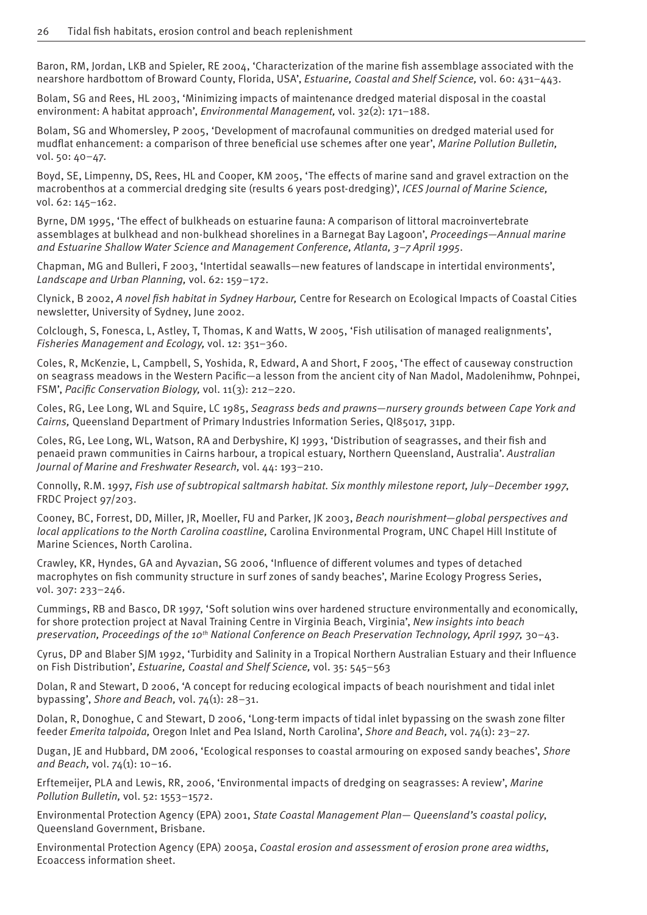Baron, RM, Jordan, LKB and Spieler, RE 2004, 'Characterization of the marine fish assemblage associated with the nearshore hardbottom of Broward County, Florida, USA', *Estuarine, Coastal and Shelf Science,* vol. 60: 431–443.

Bolam, SG and Rees, HL 2003, 'Minimizing impacts of maintenance dredged material disposal in the coastal environment: A habitat approach', *Environmental Management,* vol. 32(2): 171–188.

Bolam, SG and Whomersley, P 2005, 'Development of macrofaunal communities on dredged material used for mudflat enhancement: a comparison of three beneficial use schemes after one year', *Marine Pollution Bulletin,* vol. 50: 40–47.

Boyd, SE, Limpenny, DS, Rees, HL and Cooper, KM 2005, 'The effects of marine sand and gravel extraction on the macrobenthos at a commercial dredging site (results 6 years post-dredging)', *ICES Journal of Marine Science,* vol. 62: 145–162.

Byrne, DM 1995, 'The effect of bulkheads on estuarine fauna: A comparison of littoral macroinvertebrate assemblages at bulkhead and non-bulkhead shorelines in a Barnegat Bay Lagoon', *Proceedings—Annual marine and Estuarine Shallow Water Science and Management Conference, Atlanta, 3–7 April 1995*.

Chapman, MG and Bulleri, F 2003, 'Intertidal seawalls—new features of landscape in intertidal environments', *Landscape and Urban Planning,* vol. 62: 159–172.

Clynick, B 2002, *A novel fish habitat in Sydney Harbour,* Centre for Research on Ecological Impacts of Coastal Cities newsletter, University of Sydney, June 2002.

Colclough, S, Fonesca, L, Astley, T, Thomas, K and Watts, W 2005, 'Fish utilisation of managed realignments', *Fisheries Management and Ecology,* vol. 12: 351–360.

Coles, R, McKenzie, L, Campbell, S, Yoshida, R, Edward, A and Short, F 2005, 'The effect of causeway construction on seagrass meadows in the Western Pacific—a lesson from the ancient city of Nan Madol, Madolenihmw, Pohnpei, FSM', *Pacific Conservation Biology,* vol. 11(3): 212–220.

Coles, RG, Lee Long, WL and Squire, LC 1985, *Seagrass beds and prawns—nursery grounds between Cape York and Cairns,* Queensland Department of Primary Industries Information Series, QI85017, 31pp.

Coles, RG, Lee Long, WL, Watson, RA and Derbyshire, KJ 1993, 'Distribution of seagrasses, and their fish and penaeid prawn communities in Cairns harbour, a tropical estuary, Northern Queensland, Australia'. *Australian Journal of Marine and Freshwater Research,* vol. 44: 193–210.

Connolly, R.M. 1997, *Fish use of subtropical saltmarsh habitat. Six monthly milestone report, July–December 1997*, FRDC Project 97/203.

Cooney, BC, Forrest, DD, Miller, JR, Moeller, FU and Parker, JK 2003, *Beach nourishment—global perspectives and local applications to the North Carolina coastline,* Carolina Environmental Program, UNC Chapel Hill Institute of Marine Sciences, North Carolina.

Crawley, KR, Hyndes, GA and Ayvazian, SG 2006, 'Influence of different volumes and types of detached macrophytes on fish community structure in surf zones of sandy beaches', Marine Ecology Progress Series, vol. 307: 233–246.

Cummings, RB and Basco, DR 1997, 'Soft solution wins over hardened structure environmentally and economically, for shore protection project at Naval Training Centre in Virginia Beach, Virginia', *New insights into beach preservation, Proceedings of the 10th National Conference on Beach Preservation Technology, April 1997,* 30–43.

Cyrus, DP and Blaber SJM 1992, 'Turbidity and Salinity in a Tropical Northern Australian Estuary and their Influence on Fish Distribution', *Estuarine, Coastal and Shelf Science,* vol. 35: 545–563

Dolan, R and Stewart, D 2006, 'A concept for reducing ecological impacts of beach nourishment and tidal inlet bypassing', *Shore and Beach,* vol. 74(1): 28–31.

Dolan, R, Donoghue, C and Stewart, D 2006, 'Long-term impacts of tidal inlet bypassing on the swash zone filter feeder *Emerita talpoida,* Oregon Inlet and Pea Island, North Carolina', *Shore and Beach,* vol. 74(1): 23–27.

Dugan, JE and Hubbard, DM 2006, 'Ecological responses to coastal armouring on exposed sandy beaches', *Shore and Beach,* vol. 74(1): 10–16.

Erftemeijer, PLA and Lewis, RR, 2006, 'Environmental impacts of dredging on seagrasses: A review', *Marine Pollution Bulletin,* vol. 52: 1553–1572.

Environmental Protection Agency (EPA) 2001, *State Coastal Management Plan— Queensland's coastal policy*, Queensland Government, Brisbane.

Environmental Protection Agency (EPA) 2005a, *Coastal erosion and assessment of erosion prone area widths,* Ecoaccess information sheet.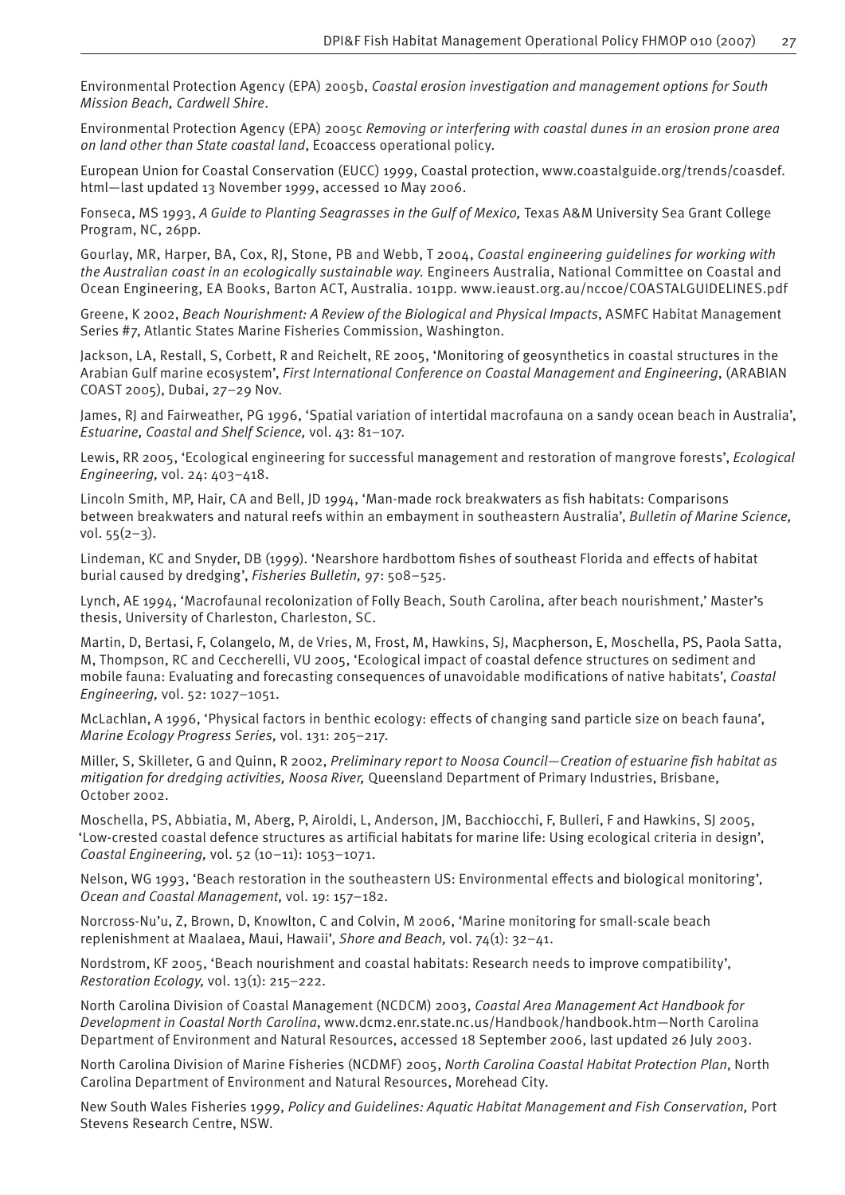Environmental Protection Agency (EPA) 2005b, *Coastal erosion investigation and management options for South Mission Beach, Cardwell Shire*.

Environmental Protection Agency (EPA) 2005c *Removing or interfering with coastal dunes in an erosion prone area on land other than State coastal land*, Ecoaccess operational policy.

European Union for Coastal Conservation (EUCC) 1999, Coastal protection, www.coastalguide.org/trends/coasdef.html—last updated 13 November 1999, accessed 10 May 2006.

Fonseca, MS 1993, *A Guide to Planting Seagrasses in the Gulf of Mexico,* Texas A&M University Sea Grant College Program, NC, 26pp.

Gourlay, MR, Harper, BA, Cox, RJ, Stone, PB and Webb, T 2004, *Coastal engineering guidelines for working with the Australian coast in an ecologically sustainable way.* Engineers Australia, National Committee on Coastal and Ocean Engineering, EA Books, Barton ACT, Australia. 101pp. www.ieaust.org.au/nccoe/COASTALGUIDELINES.pdf

Greene, K 2002, *Beach Nourishment: A Review of the Biological and Physical Impacts*, ASMFC Habitat Management Series #7, Atlantic States Marine Fisheries Commission, Washington.

Jackson, LA, Restall, S, Corbett, R and Reichelt, RE 2005, 'Monitoring of geosynthetics in coastal structures in the Arabian Gulf marine ecosystem', *First International Conference on Coastal Management and Engineering*, (ARABIAN COAST 2005), Dubai, 27–29 Nov.

James, RJ and Fairweather, PG 1996, 'Spatial variation of intertidal macrofauna on a sandy ocean beach in Australia', *Estuarine, Coastal and Shelf Science,* vol. 43: 81–107.

Lewis, RR 2005, 'Ecological engineering for successful management and restoration of mangrove forests', *Ecological Engineering,* vol. 24: 403–418.

Lincoln Smith, MP, Hair, CA and Bell, JD 1994, 'Man-made rock breakwaters as fish habitats: Comparisons between breakwaters and natural reefs within an embayment in southeastern Australia', *Bulletin of Marine Science,* vol. 55(2–3).

Lindeman, KC and Snyder, DB (1999). 'Nearshore hardbottom fishes of southeast Florida and effects of habitat burial caused by dredging', *Fisheries Bulletin, 97*: 508–525.

Lynch, AE 1994, 'Macrofaunal recolonization of Folly Beach, South Carolina, after beach nourishment,' Master's thesis, University of Charleston, Charleston, SC.

Martin, D, Bertasi, F, Colangelo, M, de Vries, M, Frost, M, Hawkins, SJ, Macpherson, E, Moschella, PS, Paola Satta, M, Thompson, RC and Ceccherelli, VU 2005, 'Ecological impact of coastal defence structures on sediment and mobile fauna: Evaluating and forecasting consequences of unavoidable modifications of native habitats', *Coastal Engineering,* vol. 52: 1027–1051.

McLachlan, A 1996, 'Physical factors in benthic ecology: effects of changing sand particle size on beach fauna', *Marine Ecology Progress Series,* vol. 131: 205–217.

Miller, S, Skilleter, G and Quinn, R 2002, *Preliminary report to Noosa Council—Creation of estuarine fish habitat as mitigation for dredging activities, Noosa River,* Queensland Department of Primary Industries, Brisbane, October 2002.

Moschella, PS, Abbiatia, M, Aberg, P, Airoldi, L, Anderson, JM, Bacchiocchi, F, Bulleri, F and Hawkins, SJ 2005, 'Low-crested coastal defence structures as artificial habitats for marine life: Using ecological criteria in design', *Coastal Engineering,* vol. 52 (10–11): 1053–1071.

Nelson, WG 1993, 'Beach restoration in the southeastern US: Environmental effects and biological monitoring', *Ocean and Coastal Management,* vol. 19: 157–182.

Norcross-Nu'u, Z, Brown, D, Knowlton, C and Colvin, M 2006, 'Marine monitoring for small-scale beach replenishment at Maalaea, Maui, Hawaii', *Shore and Beach,* vol. 74(1): 32–41.

Nordstrom, KF 2005, 'Beach nourishment and coastal habitats: Research needs to improve compatibility', *Restoration Ecology,* vol. 13(1): 215–222.

North Carolina Division of Coastal Management (NCDCM) 2003, *Coastal Area Management Act Handbook for Development in Coastal North Carolina*, www.dcm2.enr.state.nc.us/Handbook/handbook.htm—North Carolina Department of Environment and Natural Resources, accessed 18 September 2006, last updated 26 July 2003.

North Carolina Division of Marine Fisheries (NCDMF) 2005, *North Carolina Coastal Habitat Protection Plan*, North Carolina Department of Environment and Natural Resources, Morehead City.

New South Wales Fisheries 1999, *Policy and Guidelines: Aquatic Habitat Management and Fish Conservation,* Port Stevens Research Centre, NSW.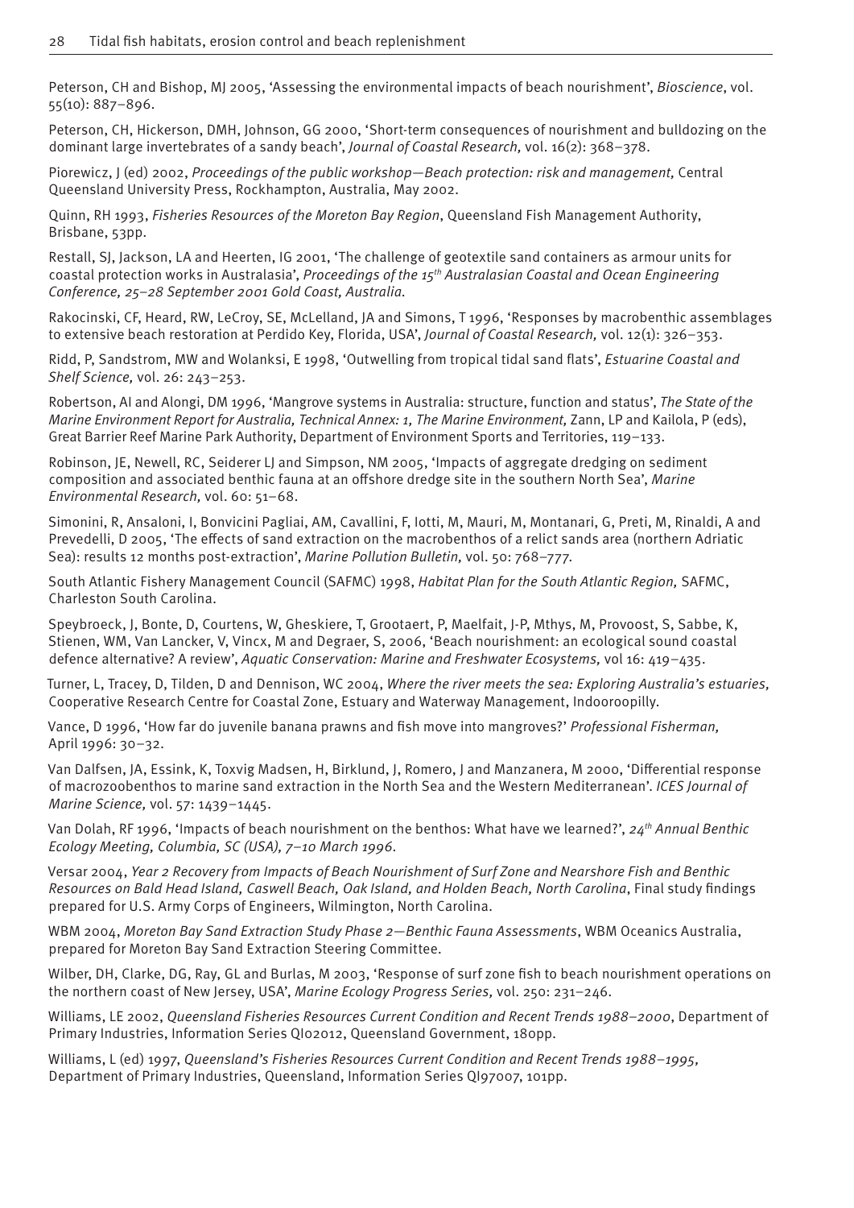Peterson, CH and Bishop, MJ 2005, 'Assessing the environmental impacts of beach nourishment', *Bioscience*, vol. 55(10): 887–896.

Peterson, CH, Hickerson, DMH, Johnson, GG 2000, 'Short-term consequences of nourishment and bulldozing on the dominant large invertebrates of a sandy beach', *Journal of Coastal Research,* vol. 16(2): 368–378.

Piorewicz, J (ed) 2002, *Proceedings of the public workshop—Beach protection: risk and management,* Central Queensland University Press, Rockhampton, Australia, May 2002.

Quinn, RH 1993, *Fisheries Resources of the Moreton Bay Region*, Queensland Fish Management Authority, Brisbane, 53pp.

Restall, SJ, Jackson, LA and Heerten, IG 2001, 'The challenge of geotextile sand containers as armour units for coastal protection works in Australasia', *Proceedings of the 15th Australasian Coastal and Ocean Engineering Conference, 25–28 September 2001 Gold Coast, Australia.*

Rakocinski, CF, Heard, RW, LeCroy, SE, McLelland, JA and Simons, T 1996, 'Responses by macrobenthic assemblages to extensive beach restoration at Perdido Key, Florida, USA', *Journal of Coastal Research,* vol. 12(1): 326–353.

Ridd, P, Sandstrom, MW and Wolanksi, E 1998, 'Outwelling from tropical tidal sand flats', *Estuarine Coastal and Shelf Science,* vol. 26: 243–253.

Robertson, AI and Alongi, DM 1996, 'Mangrove systems in Australia: structure, function and status', *The State of the Marine Environment Report for Australia, Technical Annex: 1, The Marine Environment,* Zann, LP and Kailola, P (eds), Great Barrier Reef Marine Park Authority, Department of Environment Sports and Territories, 119–133.

Robinson, JE, Newell, RC, Seiderer LJ and Simpson, NM 2005, 'Impacts of aggregate dredging on sediment composition and associated benthic fauna at an offshore dredge site in the southern North Sea', *Marine Environmental Research,* vol. 60: 51–68.

Simonini, R, Ansaloni, I, Bonvicini Pagliai, AM, Cavallini, F, Iotti, M, Mauri, M, Montanari, G, Preti, M, Rinaldi, A and Prevedelli, D 2005, 'The effects of sand extraction on the macrobenthos of a relict sands area (northern Adriatic Sea): results 12 months post-extraction', *Marine Pollution Bulletin,* vol. 50: 768–777.

South Atlantic Fishery Management Council (SAFMC) 1998, *Habitat Plan for the South Atlantic Region,* SAFMC, Charleston South Carolina.

Speybroeck, J, Bonte, D, Courtens, W, Gheskiere, T, Grootaert, P, Maelfait, J-P, Mthys, M, Provoost, S, Sabbe, K, Stienen, WM, Van Lancker, V, Vincx, M and Degraer, S, 2006, 'Beach nourishment: an ecological sound coastal defence alternative? A review', *Aquatic Conservation: Marine and Freshwater Ecosystems,* vol 16: 419–435.

Turner, L, Tracey, D, Tilden, D and Dennison, WC 2004, *Where the river meets the sea: Exploring Australia's estuaries,* Cooperative Research Centre for Coastal Zone, Estuary and Waterway Management, Indooroopilly.

Vance, D 1996, 'How far do juvenile banana prawns and fish move into mangroves?' *Professional Fisherman,* April 1996: 30–32.

Van Dalfsen, JA, Essink, K, Toxvig Madsen, H, Birklund, J, Romero, J and Manzanera, M 2000, 'Differential response of macrozoobenthos to marine sand extraction in the North Sea and the Western Mediterranean'. *ICES Journal of Marine Science,* vol. 57: 1439–1445.

Van Dolah, RF 1996, 'Impacts of beach nourishment on the benthos: What have we learned?', *24th Annual Benthic Ecology Meeting, Columbia, SC (USA), 7–10 March 1996.*

Versar 2004, *Year 2 Recovery from Impacts of Beach Nourishment of Surf Zone and Nearshore Fish and Benthic Resources on Bald Head Island, Caswell Beach, Oak Island, and Holden Beach, North Carolina*, Final study findings prepared for U.S. Army Corps of Engineers, Wilmington, North Carolina.

WBM 2004, *Moreton Bay Sand Extraction Study Phase 2—Benthic Fauna Assessments*, WBM Oceanics Australia, prepared for Moreton Bay Sand Extraction Steering Committee.

Wilber, DH, Clarke, DG, Ray, GL and Burlas, M 2003, 'Response of surf zone fish to beach nourishment operations on the northern coast of New Jersey, USA', *Marine Ecology Progress Series,* vol. 250: 231–246.

Williams, LE 2002, *Queensland Fisheries Resources Current Condition and Recent Trends 1988–2000*, Department of Primary Industries, Information Series QI02012, Queensland Government, 180pp.

Williams, L (ed) 1997, *Queensland's Fisheries Resources Current Condition and Recent Trends 1988–1995,* Department of Primary Industries, Queensland, Information Series QI97007, 101pp.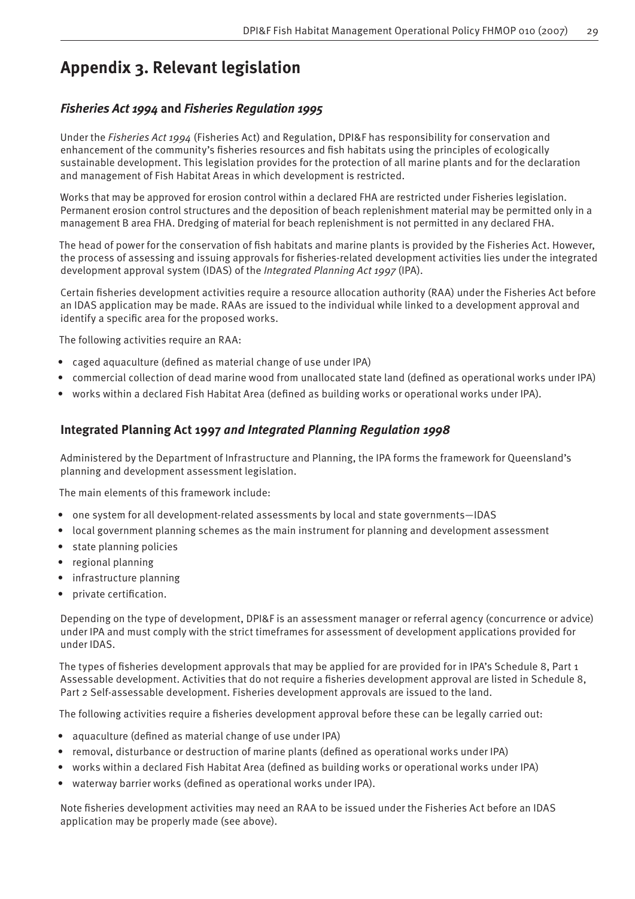# Appendix 3. Relevant legislation

## *Fisheries Act 1994* and *Fisheries Regulation 1995*

Under the *Fisheries Act 1994* (Fisheries Act) and Regulation, DPI&F has responsibility for conservation and enhancement of the community's fisheries resources and fish habitats using the principles of ecologically sustainable development. This legislation provides for the protection of all marine plants and for the declaration and management of Fish Habitat Areas in which development is restricted.

Works that may be approved for erosion control within a declared FHA are restricted under Fisheries legislation. Permanent erosion control structures and the deposition of beach replenishment material may be permitted only in a management B area FHA. Dredging of material for beach replenishment is not permitted in any declared FHA.

The head of power for the conservation of fish habitats and marine plants is provided by the Fisheries Act. However, the process of assessing and issuing approvals for fisheries-related development activities lies under the integrated development approval system (IDAS) of the *Integrated Planning Act 1997* (IPA).

Certain fisheries development activities require a resource allocation authority (RAA) under the Fisheries Act before an IDAS application may be made. RAAs are issued to the individual while linked to a development approval and identify a specific area for the proposed works.

The following activities require an RAA:

- caged aquaculture (defined as material change of use under IPA)
- commercial collection of dead marine wood from unallocated state land (defined as operational works under IPA)
- works within a declared Fish Habitat Area (defined as building works or operational works under IPA).

## Integrated Planning Act 1997 *and Integrated Planning Regulation 1998*

Administered by the Department of Infrastructure and Planning, the IPA forms the framework for Queensland's planning and development assessment legislation.

The main elements of this framework include:

- one system for all development-related assessments by local and state governments—IDAS
- local government planning schemes as the main instrument for planning and development assessment
- state planning policies
- regional planning
- infrastructure planning
- private certification.

Depending on the type of development, DPI&F is an assessment manager or referral agency (concurrence or advice) under IPA and must comply with the strict timeframes for assessment of development applications provided for under IDAS.

The types of fisheries development approvals that may be applied for are provided for in IPA's Schedule 8, Part 1 Assessable development. Activities that do not require a fisheries development approval are listed in Schedule 8, Part 2 Self-assessable development. Fisheries development approvals are issued to the land.

The following activities require a fisheries development approval before these can be legally carried out:

- aquaculture (defined as material change of use under IPA)
- removal, disturbance or destruction of marine plants (defined as operational works under IPA)
- works within a declared Fish Habitat Area (defined as building works or operational works under IPA)
- waterway barrier works (defined as operational works under IPA).

Note fisheries development activities may need an RAA to be issued under the Fisheries Act before an IDAS application may be properly made (see above).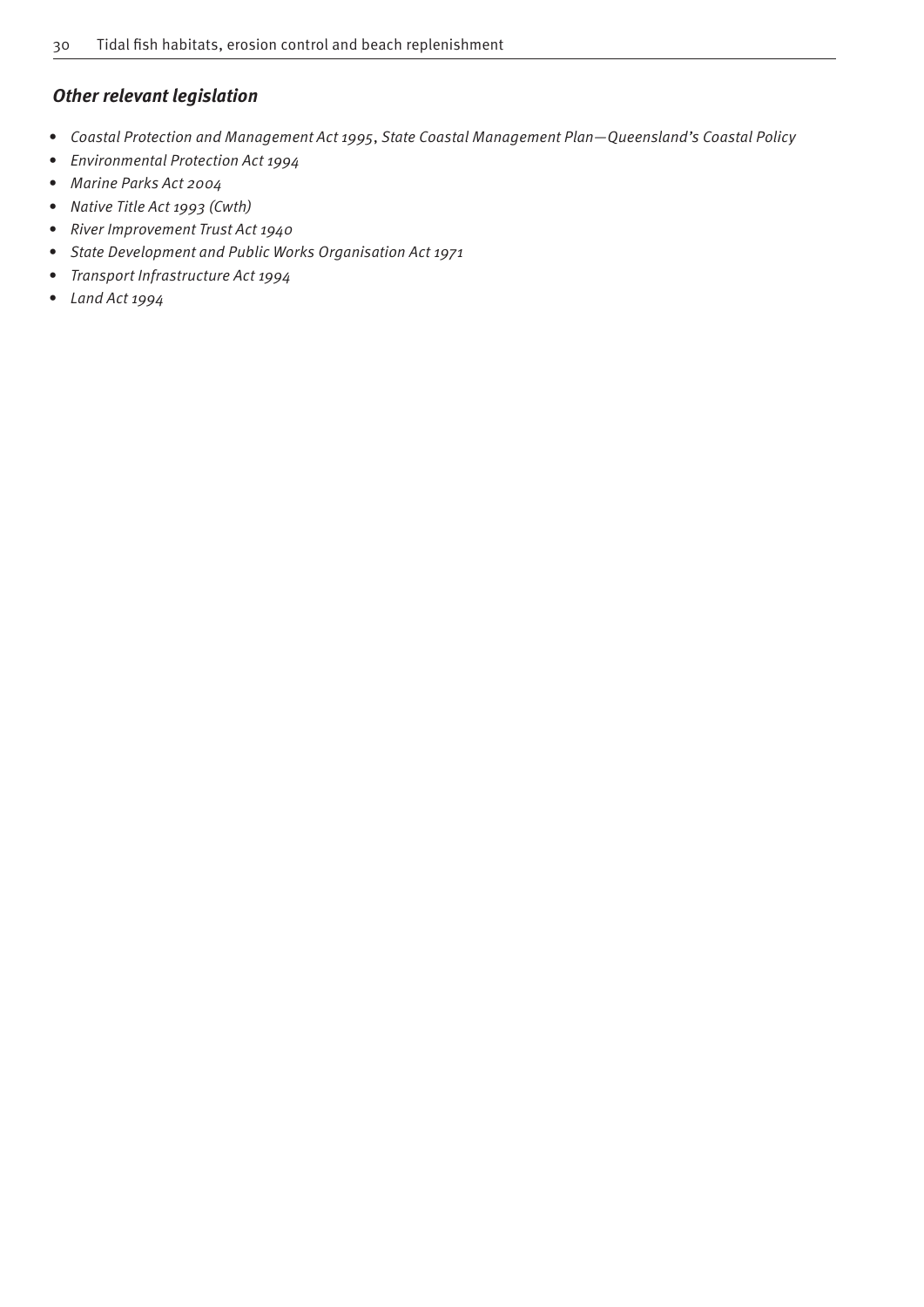### *Other relevant legislation*

- *Coastal Protection and Management Act 1995*, *State Coastal Management Plan—Queensland's Coastal Policy*
- *Environmental Protection Act 1994*
- *Marine Parks Act 2004*
- *Native Title Act 1993 (Cwth)*
- *River Improvement Trust Act 1940*
- *State Development and Public Works Organisation Act 1971*
- *Transport Infrastructure Act 1994*
- *Land Act 1994*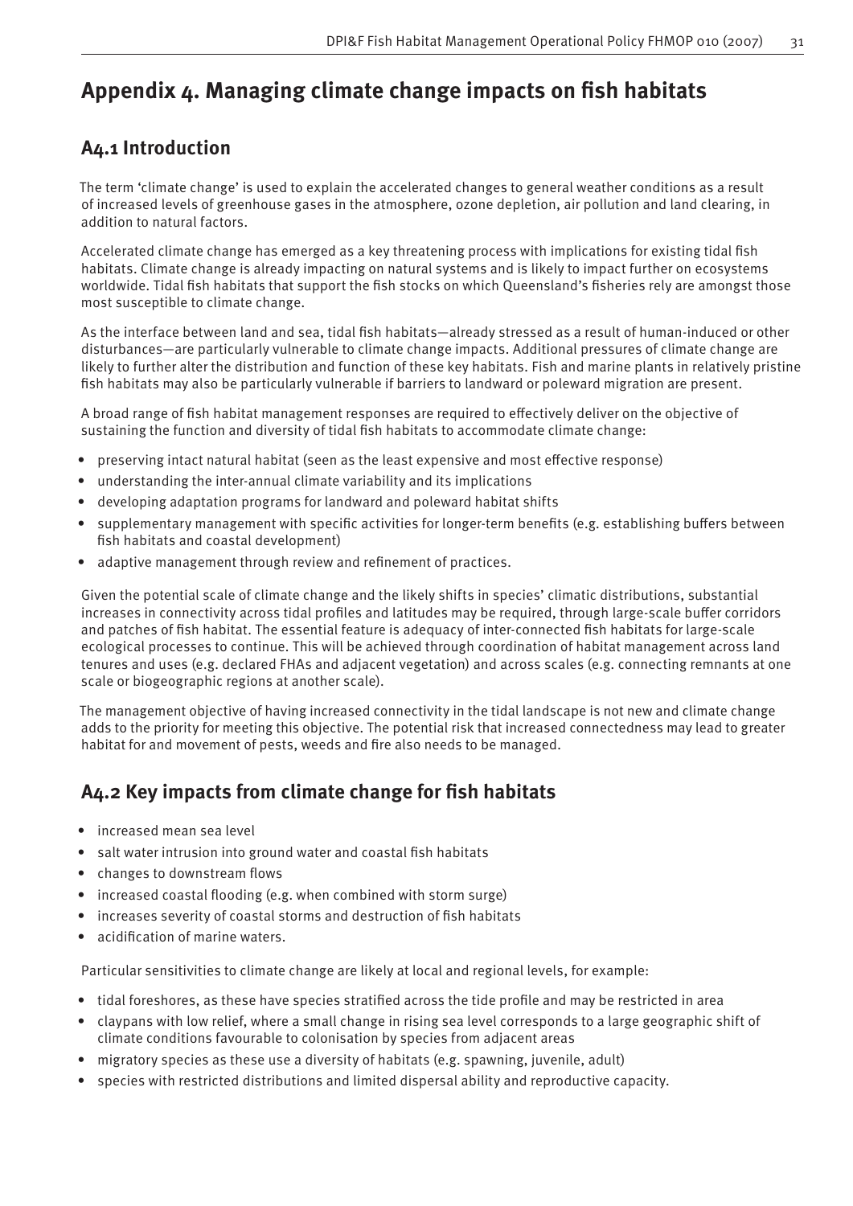# Appendix 4. Managing climate change impacts on fish habitats

## A4.1 Introduction

The term 'climate change' is used to explain the accelerated changes to general weather conditions as a result of increased levels of greenhouse gases in the atmosphere, ozone depletion, air pollution and land clearing, in addition to natural factors.

Accelerated climate change has emerged as a key threatening process with implications for existing tidal fish habitats. Climate change is already impacting on natural systems and is likely to impact further on ecosystems worldwide. Tidal fish habitats that support the fish stocks on which Queensland's fisheries rely are amongst those most susceptible to climate change.

As the interface between land and sea, tidal fish habitats—already stressed as a result of human-induced or other disturbances—are particularly vulnerable to climate change impacts. Additional pressures of climate change are likely to further alter the distribution and function of these key habitats. Fish and marine plants in relatively pristine fish habitats may also be particularly vulnerable if barriers to landward or poleward migration are present.

A broad range of fish habitat management responses are required to effectively deliver on the objective of sustaining the function and diversity of tidal fish habitats to accommodate climate change:

- preserving intact natural habitat (seen as the least expensive and most effective response)
- understanding the inter-annual climate variability and its implications
- developing adaptation programs for landward and poleward habitat shifts
- supplementary management with specific activities for longer-term benefits (e.g. establishing buffers between fish habitats and coastal development)
- adaptive management through review and refinement of practices.

Given the potential scale of climate change and the likely shifts in species' climatic distributions, substantial increases in connectivity across tidal profiles and latitudes may be required, through large-scale buffer corridors and patches of fish habitat. The essential feature is adequacy of inter-connected fish habitats for large-scale ecological processes to continue. This will be achieved through coordination of habitat management across land tenures and uses (e.g. declared FHAs and adjacent vegetation) and across scales (e.g. connecting remnants at one scale or biogeographic regions at another scale).

The management objective of having increased connectivity in the tidal landscape is not new and climate change adds to the priority for meeting this objective. The potential risk that increased connectedness may lead to greater habitat for and movement of pests, weeds and fire also needs to be managed.

## A4.2 Key impacts from climate change for fish habitats

- increased mean sea level
- salt water intrusion into ground water and coastal fish habitats
- changes to downstream flows
- increased coastal flooding (e.g. when combined with storm surge)
- increases severity of coastal storms and destruction of fish habitats
- acidification of marine waters.

Particular sensitivities to climate change are likely at local and regional levels, for example:

- tidal foreshores, as these have species stratified across the tide profile and may be restricted in area
- claypans with low relief, where a small change in rising sea level corresponds to a large geographic shift of climate conditions favourable to colonisation by species from adjacent areas
- migratory species as these use a diversity of habitats (e.g. spawning, juvenile, adult)
- species with restricted distributions and limited dispersal ability and reproductive capacity.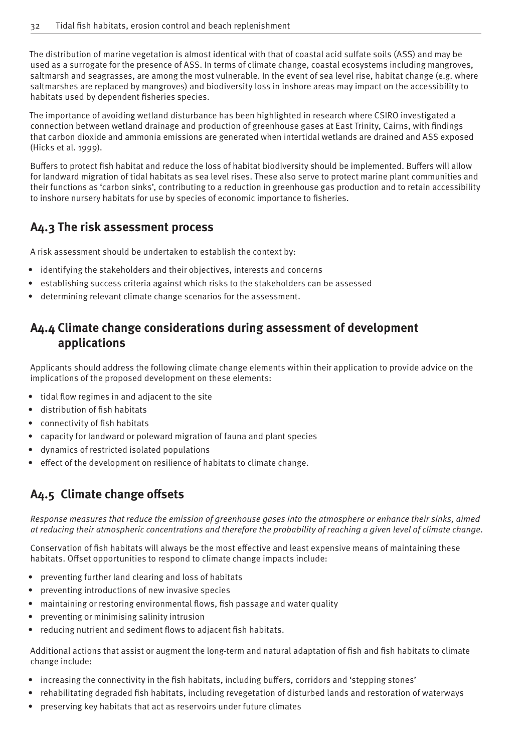The distribution of marine vegetation is almost identical with that of coastal acid sulfate soils (ASS) and may be used as a surrogate for the presence of ASS. In terms of climate change, coastal ecosystems including mangroves, saltmarsh and seagrasses, are among the most vulnerable. In the event of sea level rise, habitat change (e.g. where saltmarshes are replaced by mangroves) and biodiversity loss in inshore areas may impact on the accessibility to habitats used by dependent fisheries species.

The importance of avoiding wetland disturbance has been highlighted in research where CSIRO investigated a connection between wetland drainage and production of greenhouse gases at East Trinity, Cairns, with findings that carbon dioxide and ammonia emissions are generated when intertidal wetlands are drained and ASS exposed (Hicks et al. 1999).

Buffers to protect fish habitat and reduce the loss of habitat biodiversity should be implemented. Buffers will allow for landward migration of tidal habitats as sea level rises. These also serve to protect marine plant communities and their functions as 'carbon sinks', contributing to a reduction in greenhouse gas production and to retain accessibility to inshore nursery habitats for use by species of economic importance to fisheries.

## A4.3 The risk assessment process

A risk assessment should be undertaken to establish the context by:

- identifying the stakeholders and their objectives, interests and concerns
- establishing success criteria against which risks to the stakeholders can be assessed
- determining relevant climate change scenarios for the assessment.

## A4.4 Climate change considerations during assessment of development applications

Applicants should address the following climate change elements within their application to provide advice on the implications of the proposed development on these elements:

- tidal flow regimes in and adjacent to the site
- distribution of fish habitats
- connectivity of fish habitats
- capacity for landward or poleward migration of fauna and plant species
- dynamics of restricted isolated populations
- effect of the development on resilience of habitats to climate change.

## A4.5 Climate change offsets

*Response measures that reduce the emission of greenhouse gases into the atmosphere or enhance their sinks, aimed at reducing their atmospheric concentrations and therefore the probability of reaching a given level of climate change.*

Conservation of fish habitats will always be the most effective and least expensive means of maintaining these habitats. Offset opportunities to respond to climate change impacts include:

- preventing further land clearing and loss of habitats
- preventing introductions of new invasive species
- maintaining or restoring environmental flows, fish passage and water quality
- preventing or minimising salinity intrusion
- reducing nutrient and sediment flows to adjacent fish habitats.

Additional actions that assist or augment the long-term and natural adaptation of fish and fish habitats to climate change include:

- increasing the connectivity in the fish habitats, including buffers, corridors and 'stepping stones'
- rehabilitating degraded fish habitats, including revegetation of disturbed lands and restoration of waterways
- preserving key habitats that act as reservoirs under future climates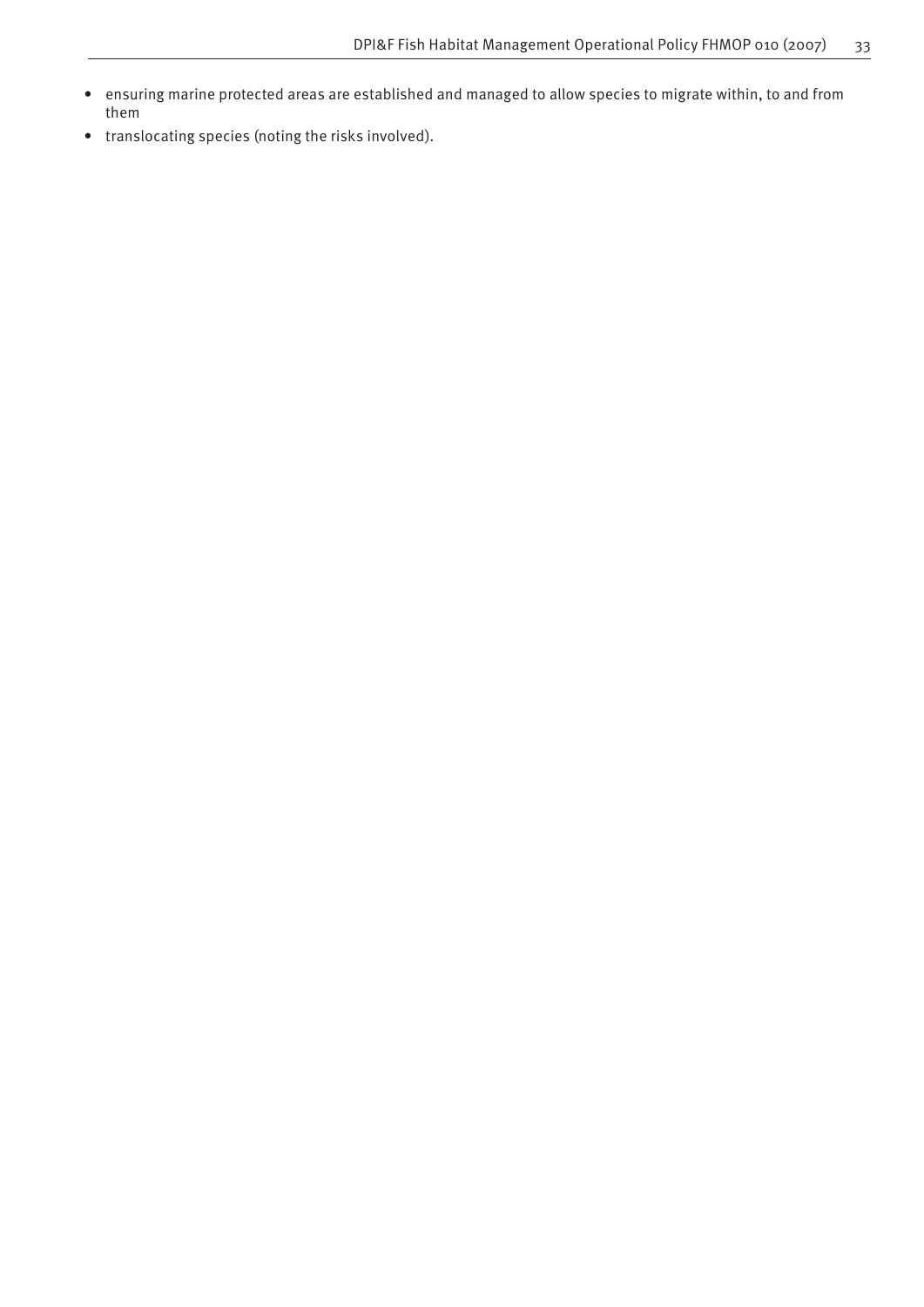- ensuring marine protected areas are established and managed to allow species to migrate within, to and from them
- translocating species (noting the risks involved).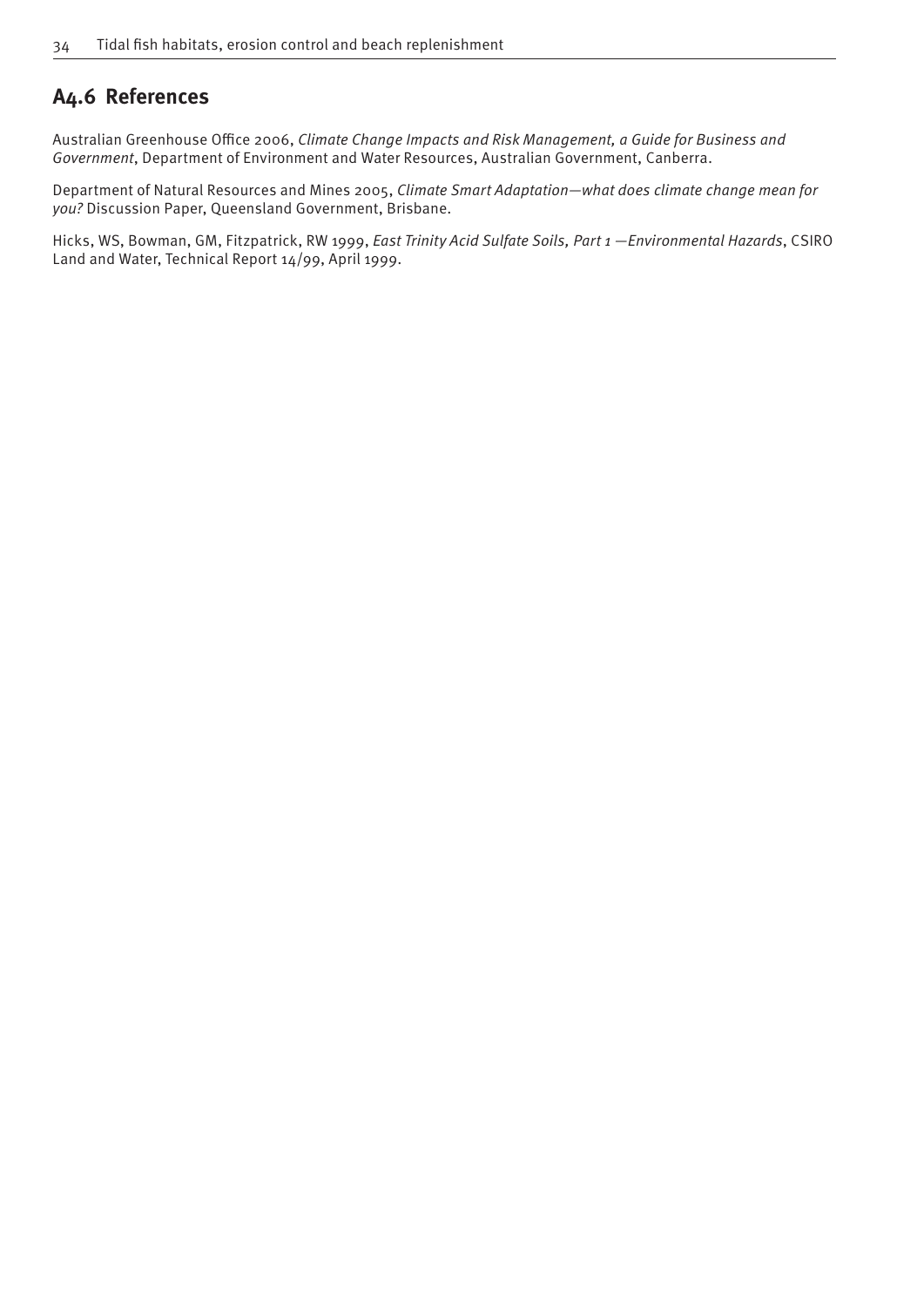## A4.6 References

Australian Greenhouse Office 2006, *Climate Change Impacts and Risk Management, a Guide for Business and Government*, Department of Environment and Water Resources, Australian Government, Canberra.

Department of Natural Resources and Mines 2005, *Climate Smart Adaptation—what does climate change mean for you?* Discussion Paper, Queensland Government, Brisbane.

Hicks, WS, Bowman, GM, Fitzpatrick, RW 1999, *East Trinity Acid Sulfate Soils, Part 1 —Environmental Hazards*, CSIRO Land and Water, Technical Report 14/99, April 1999.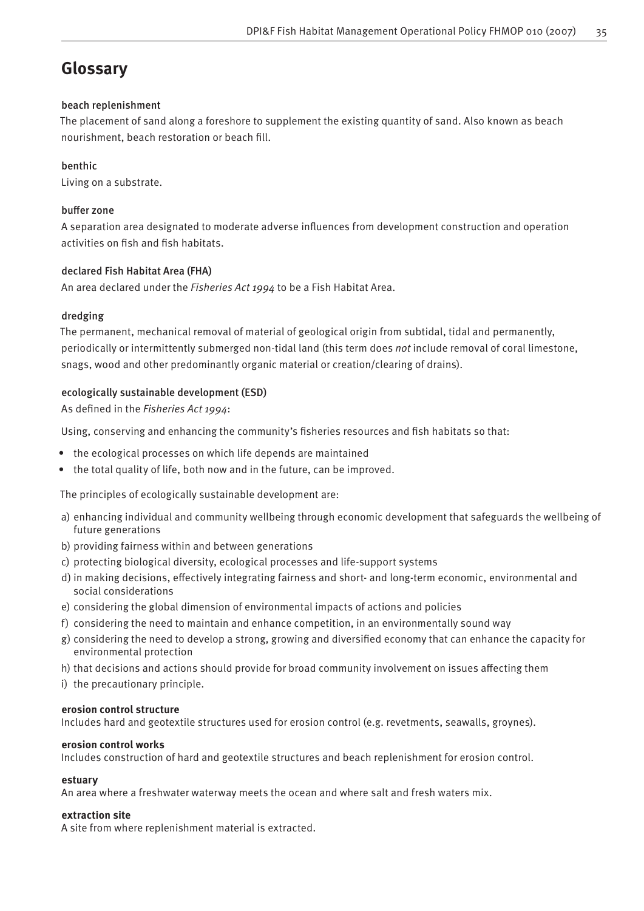# Glossary

**beach replenishment**

The placement of sand along a foreshore to supplement the existing quantity of sand. Also known as beach nourishment, beach restoration or beach fill.

**benthic**

Living on a substrate.

**buffer zone**

A separation area designated to moderate adverse influences from development construction and operation activities on fish and fish habitats.

**declared Fish Habitat Area (FHA)**

An area declared under the *Fisheries Act 1994* to be a Fish Habitat Area.

**dredging**

The permanent, mechanical removal of material of geological origin from subtidal, tidal and permanently, periodically or intermittently submerged non-tidal land (this term does *not* include removal of coral limestone, snags, wood and other predominantly organic material or creation/clearing of drains).

**ecologically sustainable development (ESD)**

As defined in the *Fisheries Act 1994*:

Using, conserving and enhancing the community's fisheries resources and fish habitats so that:

- the ecological processes on which life depends are maintained
- the total quality of life, both now and in the future, can be improved.

The principles of ecologically sustainable development are:

a) enhancing individual and community wellbeing through economic development that safeguards the wellbeing of future generations
b) providing fairness within and between generations
c) protecting biological diversity, ecological processes and life-support systems
d) in making decisions, effectively integrating fairness and short- and long-term economic, environmental and social considerations
e) considering the global dimension of environmental impacts of actions and policies
f) considering the need to maintain and enhance competition, in an environmentally sound way
g) considering the need to develop a strong, growing and diversified economy that can enhance the capacity for environmental protection
h) that decisions and actions should provide for broad community involvement on issues affecting them
i) the precautionary principle.

**erosion control structure**

Includes hard and geotextile structures used for erosion control (e.g. revetments, seawalls, groynes).

**erosion control works**

Includes construction of hard and geotextile structures and beach replenishment for erosion control.

**estuary**

An area where a freshwater waterway meets the ocean and where salt and fresh waters mix.

**extraction site**

A site from where replenishment material is extracted.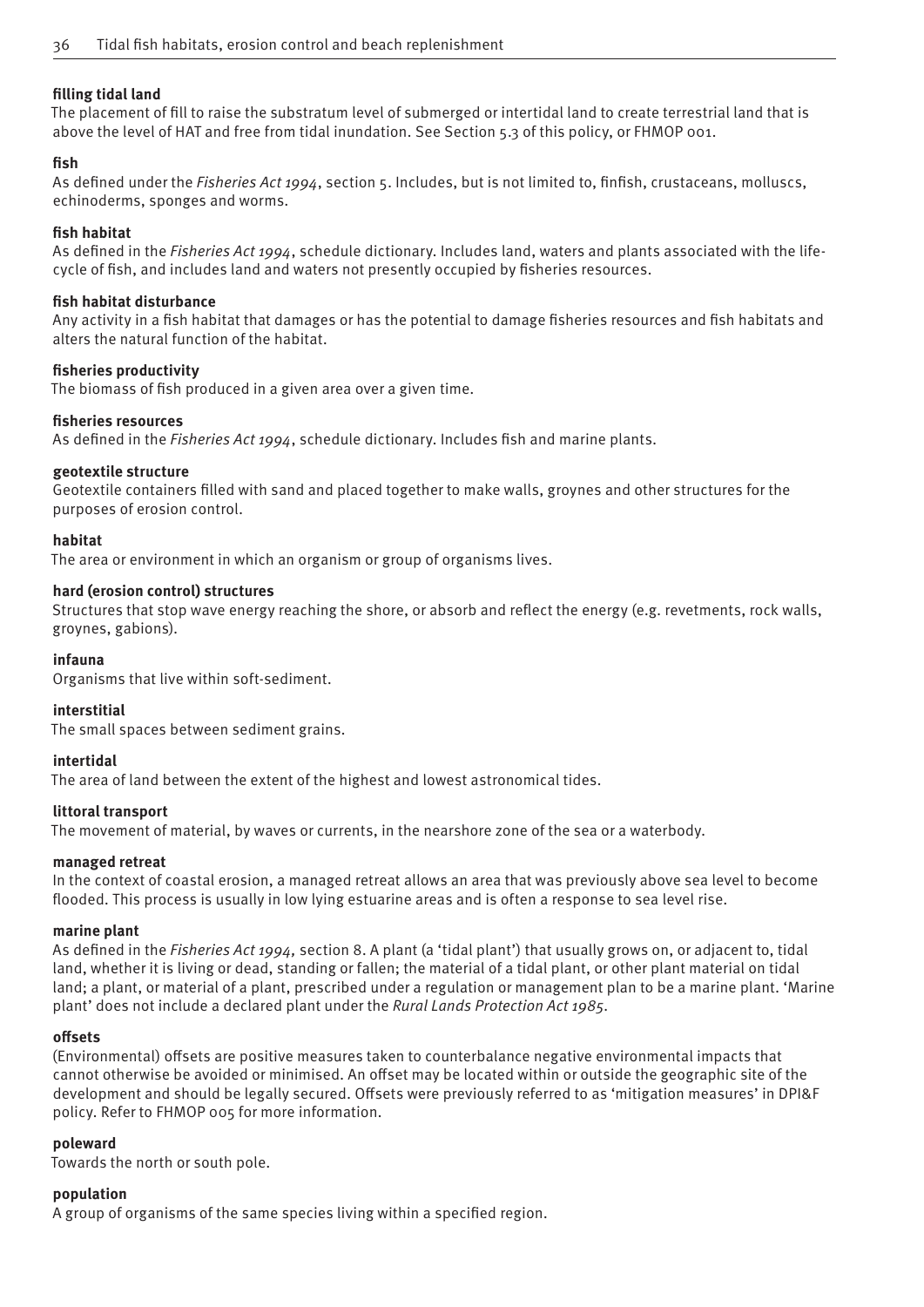**filling tidal land**
The placement of fill to raise the substratum level of submerged or intertidal land to create terrestrial land that is above the level of HAT and free from tidal inundation. See Section 5.3 of this policy, or FHMOP 001.

**fish**
As defined under the *Fisheries Act 1994*, section 5. Includes, but is not limited to, finfish, crustaceans, molluscs, echinoderms, sponges and worms.

**fish habitat**
As defined in the *Fisheries Act 1994*, schedule dictionary. Includes land, waters and plants associated with the life-cycle of fish, and includes land and waters not presently occupied by fisheries resources.

**fish habitat disturbance**
Any activity in a fish habitat that damages or has the potential to damage fisheries resources and fish habitats and alters the natural function of the habitat.

**fisheries productivity**
The biomass of fish produced in a given area over a given time.

**fisheries resources**
As defined in the *Fisheries Act 1994*, schedule dictionary. Includes fish and marine plants.

**geotextile structure**
Geotextile containers filled with sand and placed together to make walls, groynes and other structures for the purposes of erosion control.

**habitat**
The area or environment in which an organism or group of organisms lives.

**hard (erosion control) structures**
Structures that stop wave energy reaching the shore, or absorb and reflect the energy (e.g. revetments, rock walls, groynes, gabions).

**infauna**
Organisms that live within soft-sediment.

**interstitial**
The small spaces between sediment grains.

**intertidal**
The area of land between the extent of the highest and lowest astronomical tides.

**littoral transport**
The movement of material, by waves or currents, in the nearshore zone of the sea or a waterbody.

**managed retreat**
In the context of coastal erosion, a managed retreat allows an area that was previously above sea level to become flooded. This process is usually in low lying estuarine areas and is often a response to sea level rise.

**marine plant**
As defined in the *Fisheries Act 1994,* section 8. A plant (a 'tidal plant') that usually grows on, or adjacent to, tidal land, whether it is living or dead, standing or fallen; the material of a tidal plant, or other plant material on tidal land; a plant, or material of a plant, prescribed under a regulation or management plan to be a marine plant. 'Marine plant' does not include a declared plant under the *Rural Lands Protection Act 1985*.

**offsets**
(Environmental) offsets are positive measures taken to counterbalance negative environmental impacts that cannot otherwise be avoided or minimised. An offset may be located within or outside the geographic site of the development and should be legally secured. Offsets were previously referred to as 'mitigation measures' in DPI&F policy. Refer to FHMOP 005 for more information.

**poleward**
Towards the north or south pole.

**population**
A group of organisms of the same species living within a specified region.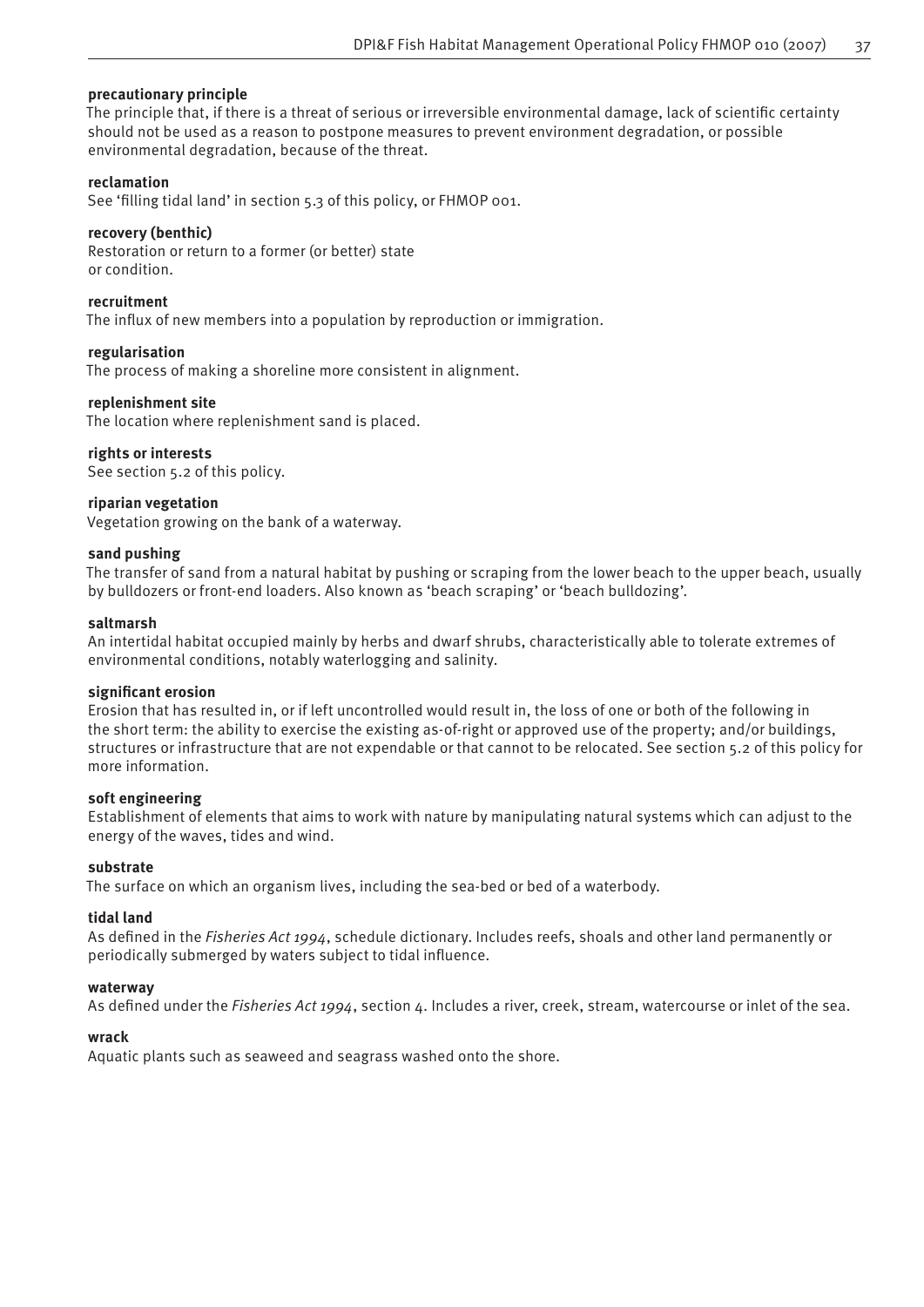**precautionary principle**

The principle that, if there is a threat of serious or irreversible environmental damage, lack of scientific certainty should not be used as a reason to postpone measures to prevent environment degradation, or possible environmental degradation, because of the threat.

**reclamation**

See 'filling tidal land' in section 5.3 of this policy, or FHMOP 001.

**recovery (benthic)**

Restoration or return to a former (or better) state or condition.

**recruitment**

The influx of new members into a population by reproduction or immigration.

**regularisation**

The process of making a shoreline more consistent in alignment.

**replenishment site**

The location where replenishment sand is placed.

**rights or interests**

See section 5.2 of this policy.

**riparian vegetation**

Vegetation growing on the bank of a waterway.

**sand pushing**

The transfer of sand from a natural habitat by pushing or scraping from the lower beach to the upper beach, usually by bulldozers or front-end loaders. Also known as 'beach scraping' or 'beach bulldozing'.

**saltmarsh**

An intertidal habitat occupied mainly by herbs and dwarf shrubs, characteristically able to tolerate extremes of environmental conditions, notably waterlogging and salinity.

**significant erosion**

Erosion that has resulted in, or if left uncontrolled would result in, the loss of one or both of the following in the short term: the ability to exercise the existing as-of-right or approved use of the property; and/or buildings, structures or infrastructure that are not expendable or that cannot to be relocated. See section 5.2 of this policy for more information.

**soft engineering**

Establishment of elements that aims to work with nature by manipulating natural systems which can adjust to the energy of the waves, tides and wind.

**substrate**

The surface on which an organism lives, including the sea-bed or bed of a waterbody.

**tidal land**

As defined in the *Fisheries Act 1994*, schedule dictionary. Includes reefs, shoals and other land permanently or periodically submerged by waters subject to tidal influence.

**waterway**

As defined under the *Fisheries Act 1994*, section 4. Includes a river, creek, stream, watercourse or inlet of the sea.

**wrack**

Aquatic plants such as seaweed and seagrass washed onto the shore.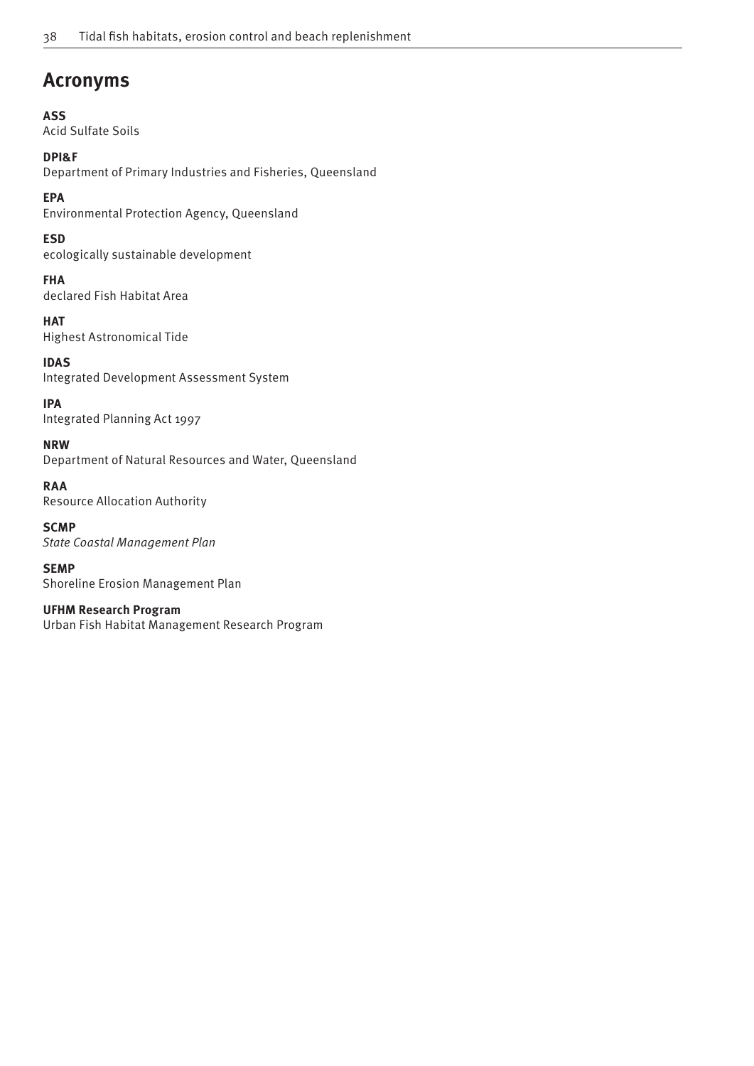# Acronyms

**ASS**
Acid Sulfate Soils

**DPI&F**
Department of Primary Industries and Fisheries, Queensland

**EPA**
Environmental Protection Agency, Queensland

**ESD**
ecologically sustainable development

**FHA**
declared Fish Habitat Area

**HAT**
Highest Astronomical Tide

**IDAS**
Integrated Development Assessment System

**IPA**
Integrated Planning Act 1997

**NRW**
Department of Natural Resources and Water, Queensland

**RAA**
Resource Allocation Authority

**SCMP**
*State Coastal Management Plan*

**SEMP**
Shoreline Erosion Management Plan

**UFHM Research Program**
Urban Fish Habitat Management Research Program